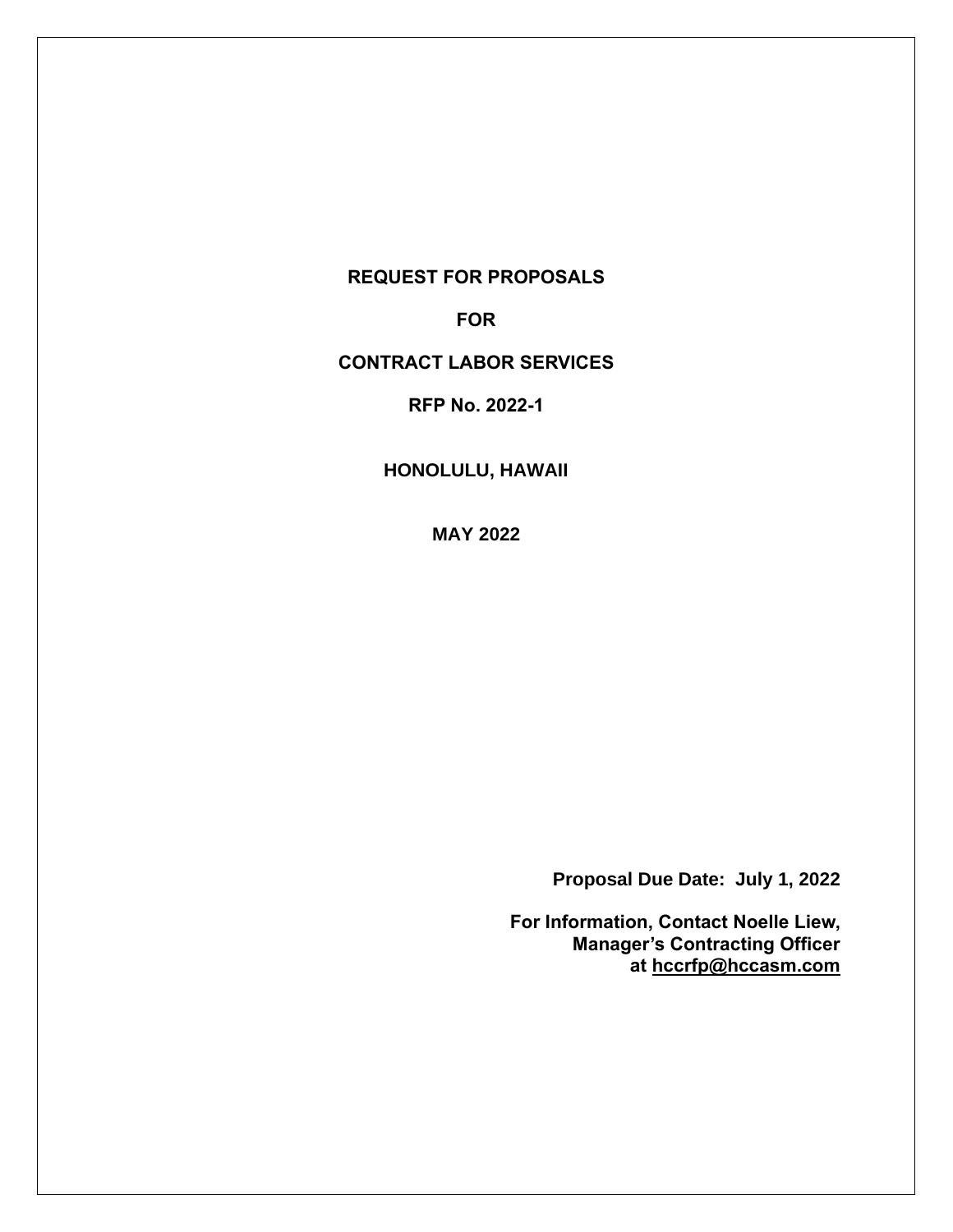# REQUEST FOR PROPOSALS

# FOR

# CONTRACT LABOR SERVICES

## RFP No. 2022-1

## HONOLULU, HAWAII

## MAY 2022

**Proposal Due Date: July 1, 2022**

**For Information, Contact Noelle Liew,**
**Manager's Contracting Officer**
**at hccrfp@hccasm.com**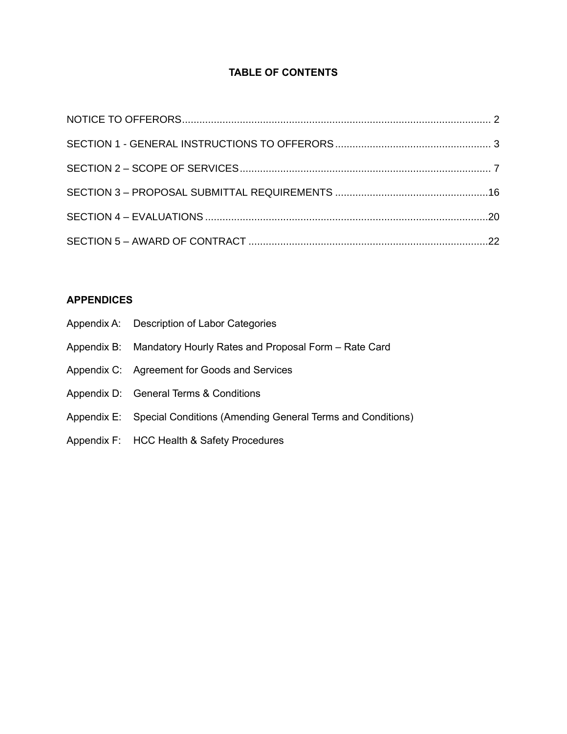# TABLE OF CONTENTS

NOTICE TO OFFERORS.......................................................................................................... 2

SECTION 1 - GENERAL INSTRUCTIONS TO OFFERORS..................................................... 3

SECTION 2 – SCOPE OF SERVICES...................................................................................... 7

SECTION 3 – PROPOSAL SUBMITTAL REQUIREMENTS ....................................................16

SECTION 4 – EVALUATIONS .................................................................................................20

SECTION 5 – AWARD OF CONTRACT ..................................................................................22

## APPENDICES

Appendix A: Description of Labor Categories

Appendix B: Mandatory Hourly Rates and Proposal Form – Rate Card

Appendix C: Agreement for Goods and Services

Appendix D: General Terms & Conditions

Appendix E: Special Conditions (Amending General Terms and Conditions)

Appendix F: HCC Health & Safety Procedures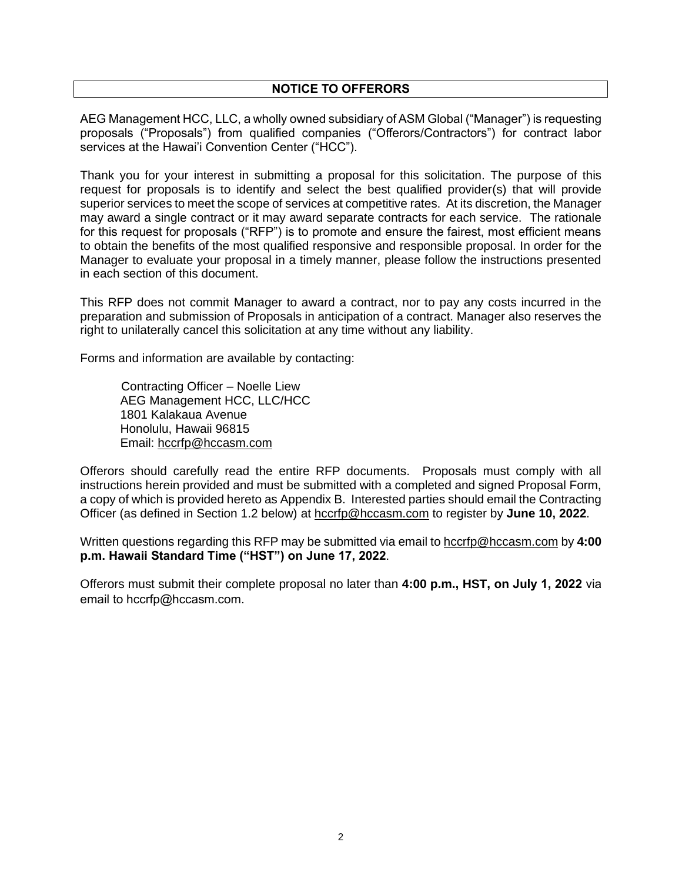## NOTICE TO OFFERORS

AEG Management HCC, LLC, a wholly owned subsidiary of ASM Global ("Manager") is requesting proposals ("Proposals") from qualified companies ("Offerors/Contractors") for contract labor services at the Hawai'i Convention Center ("HCC").

Thank you for your interest in submitting a proposal for this solicitation. The purpose of this request for proposals is to identify and select the best qualified provider(s) that will provide superior services to meet the scope of services at competitive rates. At its discretion, the Manager may award a single contract or it may award separate contracts for each service. The rationale for this request for proposals ("RFP") is to promote and ensure the fairest, most efficient means to obtain the benefits of the most qualified responsive and responsible proposal. In order for the Manager to evaluate your proposal in a timely manner, please follow the instructions presented in each section of this document.

This RFP does not commit Manager to award a contract, nor to pay any costs incurred in the preparation and submission of Proposals in anticipation of a contract. Manager also reserves the right to unilaterally cancel this solicitation at any time without any liability.

Forms and information are available by contacting:

Contracting Officer – Noelle Liew
AEG Management HCC, LLC/HCC
1801 Kalakaua Avenue
Honolulu, Hawaii 96815
Email: hccrfp@hccasm.com

Offerors should carefully read the entire RFP documents. Proposals must comply with all instructions herein provided and must be submitted with a completed and signed Proposal Form, a copy of which is provided hereto as Appendix B. Interested parties should email the Contracting Officer (as defined in Section 1.2 below) at hccrfp@hccasm.com to register by **June 10, 2022**.

Written questions regarding this RFP may be submitted via email to hccrfp@hccasm.com by **4:00 p.m. Hawaii Standard Time ("HST") on June 17, 2022**.

Offerors must submit their complete proposal no later than **4:00 p.m., HST, on July 1, 2022** via email to hccrfp@hccasm.com.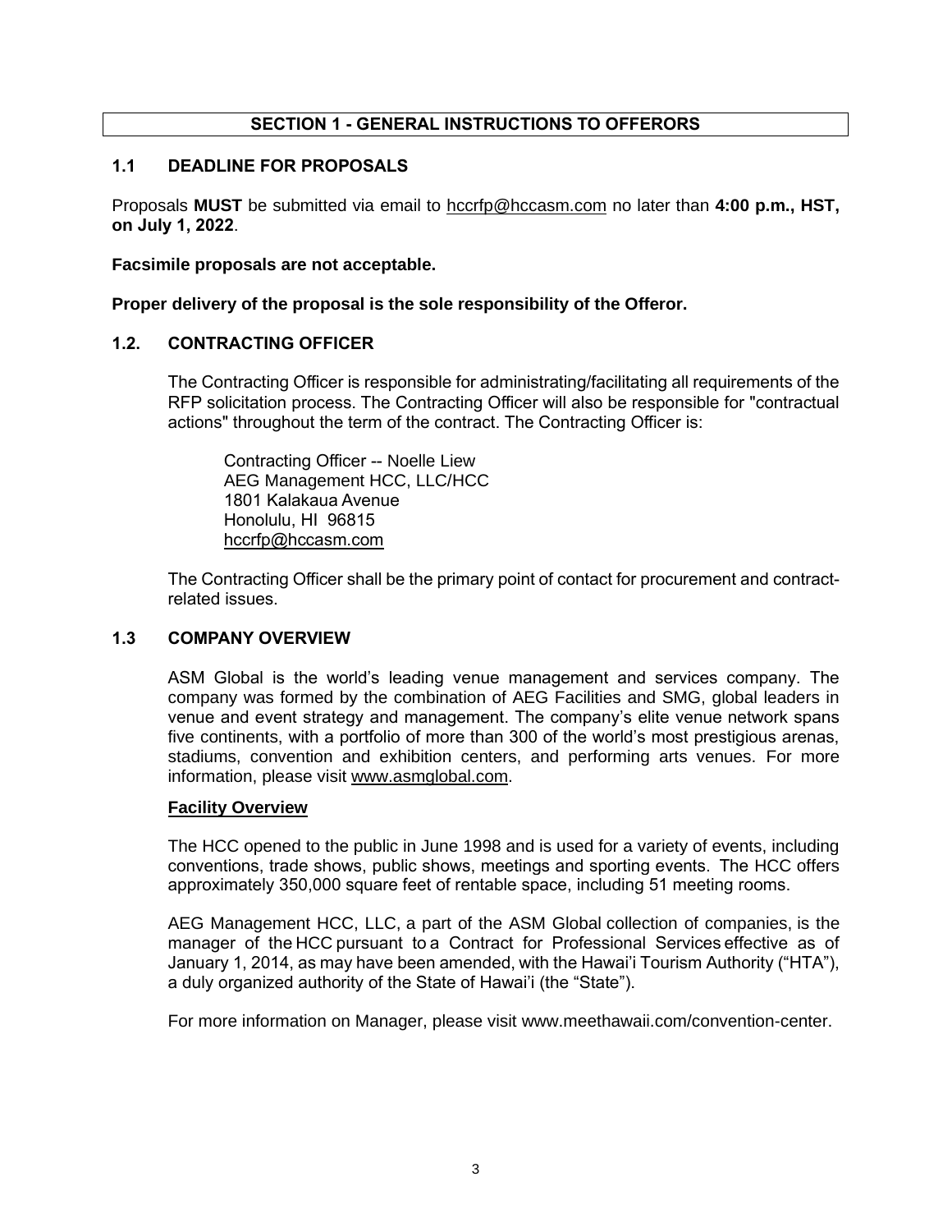## SECTION 1 - GENERAL INSTRUCTIONS TO OFFERORS

### 1.1 DEADLINE FOR PROPOSALS

Proposals **MUST** be submitted via email to hccrfp@hccasm.com no later than **4:00 p.m., HST, on July 1, 2022**.

**Facsimile proposals are not acceptable.**

**Proper delivery of the proposal is the sole responsibility of the Offeror.**

### 1.2. CONTRACTING OFFICER

The Contracting Officer is responsible for administrating/facilitating all requirements of the RFP solicitation process. The Contracting Officer will also be responsible for "contractual actions" throughout the term of the contract. The Contracting Officer is:

Contracting Officer -- Noelle Liew
AEG Management HCC, LLC/HCC
1801 Kalakaua Avenue
Honolulu, HI 96815
hccrfp@hccasm.com

The Contracting Officer shall be the primary point of contact for procurement and contract-related issues.

### 1.3 COMPANY OVERVIEW

ASM Global is the world's leading venue management and services company. The company was formed by the combination of AEG Facilities and SMG, global leaders in venue and event strategy and management. The company's elite venue network spans five continents, with a portfolio of more than 300 of the world's most prestigious arenas, stadiums, convention and exhibition centers, and performing arts venues. For more information, please visit www.asmglobal.com.

**Facility Overview**

The HCC opened to the public in June 1998 and is used for a variety of events, including conventions, trade shows, public shows, meetings and sporting events. The HCC offers approximately 350,000 square feet of rentable space, including 51 meeting rooms.

AEG Management HCC, LLC, a part of the ASM Global collection of companies, is the manager of the HCC pursuant to a Contract for Professional Services effective as of January 1, 2014, as may have been amended, with the Hawai'i Tourism Authority ("HTA"), a duly organized authority of the State of Hawai'i (the "State").

For more information on Manager, please visit www.meethawaii.com/convention-center.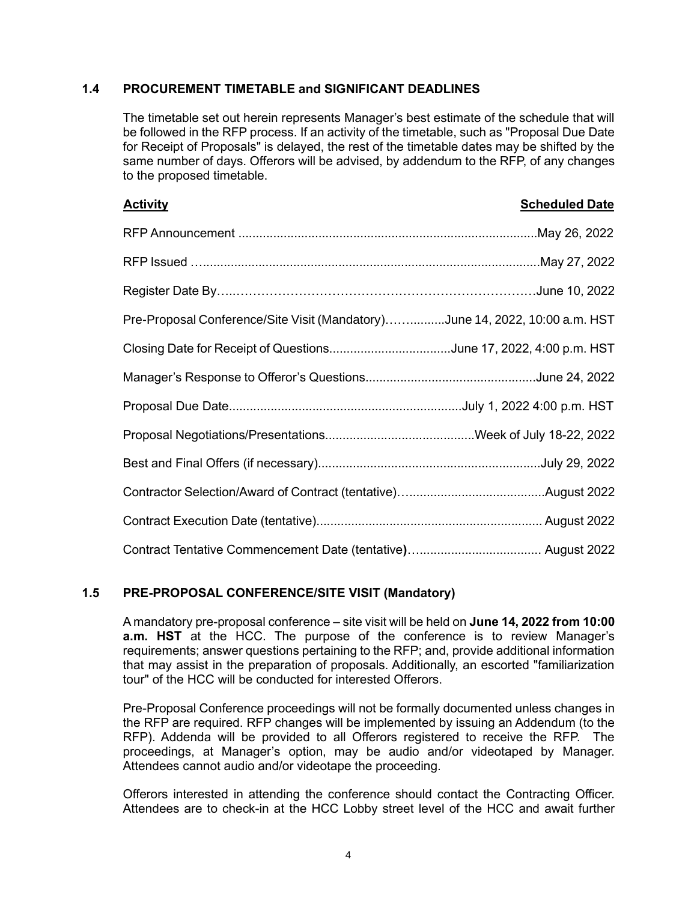### 1.4 PROCUREMENT TIMETABLE and SIGNIFICANT DEADLINES

The timetable set out herein represents Manager's best estimate of the schedule that will be followed in the RFP process. If an activity of the timetable, such as "Proposal Due Date for Receipt of Proposals" is delayed, the rest of the timetable dates may be shifted by the same number of days. Offerors will be advised, by addendum to the RFP, of any changes to the proposed timetable.

| <u>Activity</u> | <u>Scheduled Date</u> |
|---|---|
| RFP Announcement | May 26, 2022 |
| RFP Issued | May 27, 2022 |
| Register Date By | June 10, 2022 |
| Pre-Proposal Conference/Site Visit (Mandatory) | June 14, 2022, 10:00 a.m. HST |
| Closing Date for Receipt of Questions | June 17, 2022, 4:00 p.m. HST |
| Manager's Response to Offeror's Questions | June 24, 2022 |
| Proposal Due Date | July 1, 2022 4:00 p.m. HST |
| Proposal Negotiations/Presentations | Week of July 18-22, 2022 |
| Best and Final Offers (if necessary) | July 29, 2022 |
| Contractor Selection/Award of Contract (tentative) | August 2022 |
| Contract Execution Date (tentative) | August 2022 |
| Contract Tentative Commencement Date (tentative) | August 2022 |

### 1.5 PRE-PROPOSAL CONFERENCE/SITE VISIT (Mandatory)

A mandatory pre-proposal conference – site visit will be held on **June 14, 2022 from 10:00 a.m. HST** at the HCC. The purpose of the conference is to review Manager's requirements; answer questions pertaining to the RFP; and, provide additional information that may assist in the preparation of proposals. Additionally, an escorted "familiarization tour" of the HCC will be conducted for interested Offerors.

Pre-Proposal Conference proceedings will not be formally documented unless changes in the RFP are required. RFP changes will be implemented by issuing an Addendum (to the RFP). Addenda will be provided to all Offerors registered to receive the RFP. The proceedings, at Manager's option, may be audio and/or videotaped by Manager. Attendees cannot audio and/or videotape the proceeding.

Offerors interested in attending the conference should contact the Contracting Officer. Attendees are to check-in at the HCC Lobby street level of the HCC and await further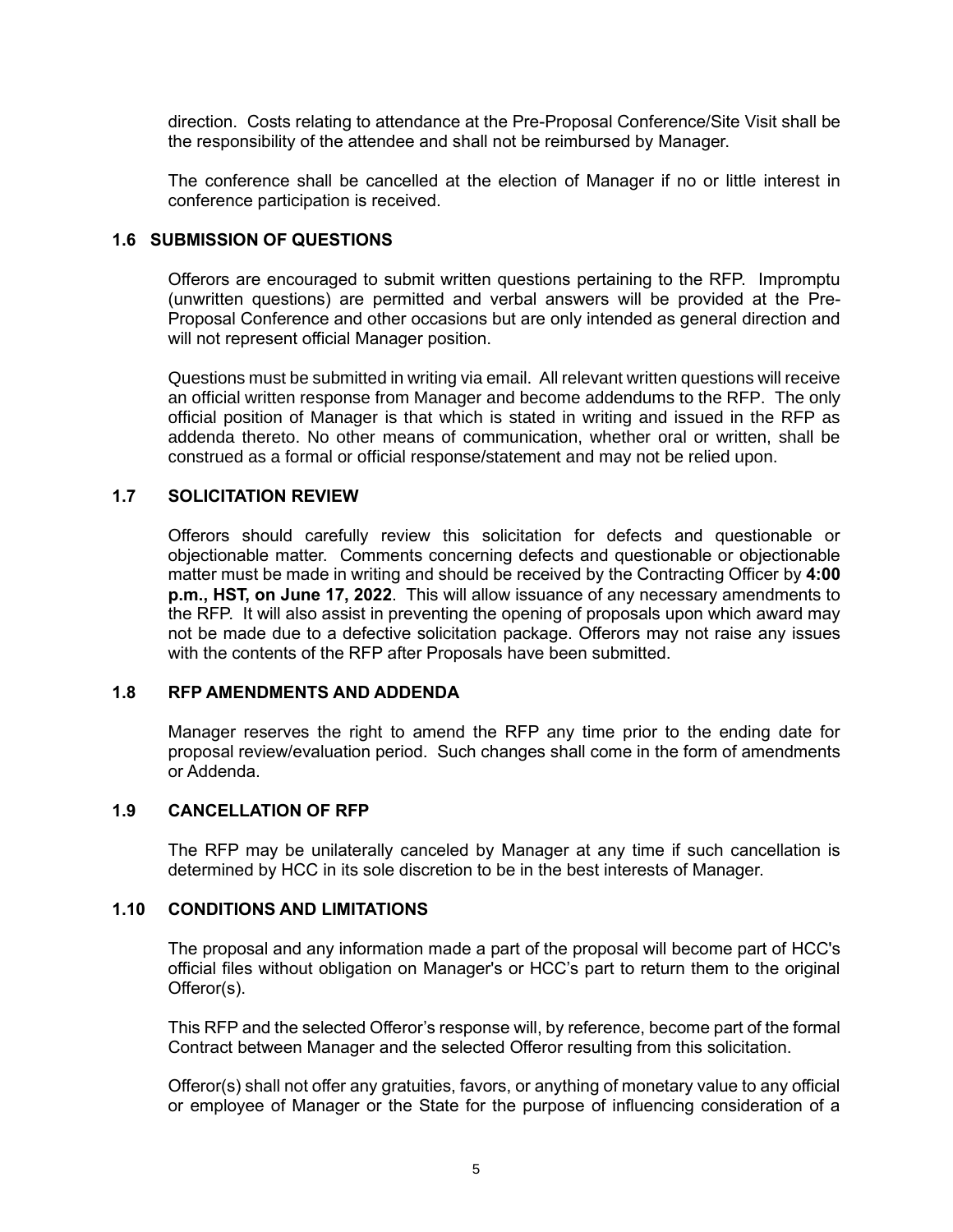direction. Costs relating to attendance at the Pre-Proposal Conference/Site Visit shall be the responsibility of the attendee and shall not be reimbursed by Manager.

The conference shall be cancelled at the election of Manager if no or little interest in conference participation is received.

### 1.6 SUBMISSION OF QUESTIONS

Offerors are encouraged to submit written questions pertaining to the RFP. Impromptu (unwritten questions) are permitted and verbal answers will be provided at the Pre-Proposal Conference and other occasions but are only intended as general direction and will not represent official Manager position.

Questions must be submitted in writing via email. All relevant written questions will receive an official written response from Manager and become addendums to the RFP. The only official position of Manager is that which is stated in writing and issued in the RFP as addenda thereto. No other means of communication, whether oral or written, shall be construed as a formal or official response/statement and may not be relied upon.

### 1.7 SOLICITATION REVIEW

Offerors should carefully review this solicitation for defects and questionable or objectionable matter. Comments concerning defects and questionable or objectionable matter must be made in writing and should be received by the Contracting Officer by **4:00 p.m., HST, on June 17, 2022**. This will allow issuance of any necessary amendments to the RFP. It will also assist in preventing the opening of proposals upon which award may not be made due to a defective solicitation package. Offerors may not raise any issues with the contents of the RFP after Proposals have been submitted.

### 1.8 RFP AMENDMENTS AND ADDENDA

Manager reserves the right to amend the RFP any time prior to the ending date for proposal review/evaluation period. Such changes shall come in the form of amendments or Addenda.

### 1.9 CANCELLATION OF RFP

The RFP may be unilaterally canceled by Manager at any time if such cancellation is determined by HCC in its sole discretion to be in the best interests of Manager.

### 1.10 CONDITIONS AND LIMITATIONS

The proposal and any information made a part of the proposal will become part of HCC's official files without obligation on Manager's or HCC's part to return them to the original Offeror(s).

This RFP and the selected Offeror's response will, by reference, become part of the formal Contract between Manager and the selected Offeror resulting from this solicitation.

Offeror(s) shall not offer any gratuities, favors, or anything of monetary value to any official or employee of Manager or the State for the purpose of influencing consideration of a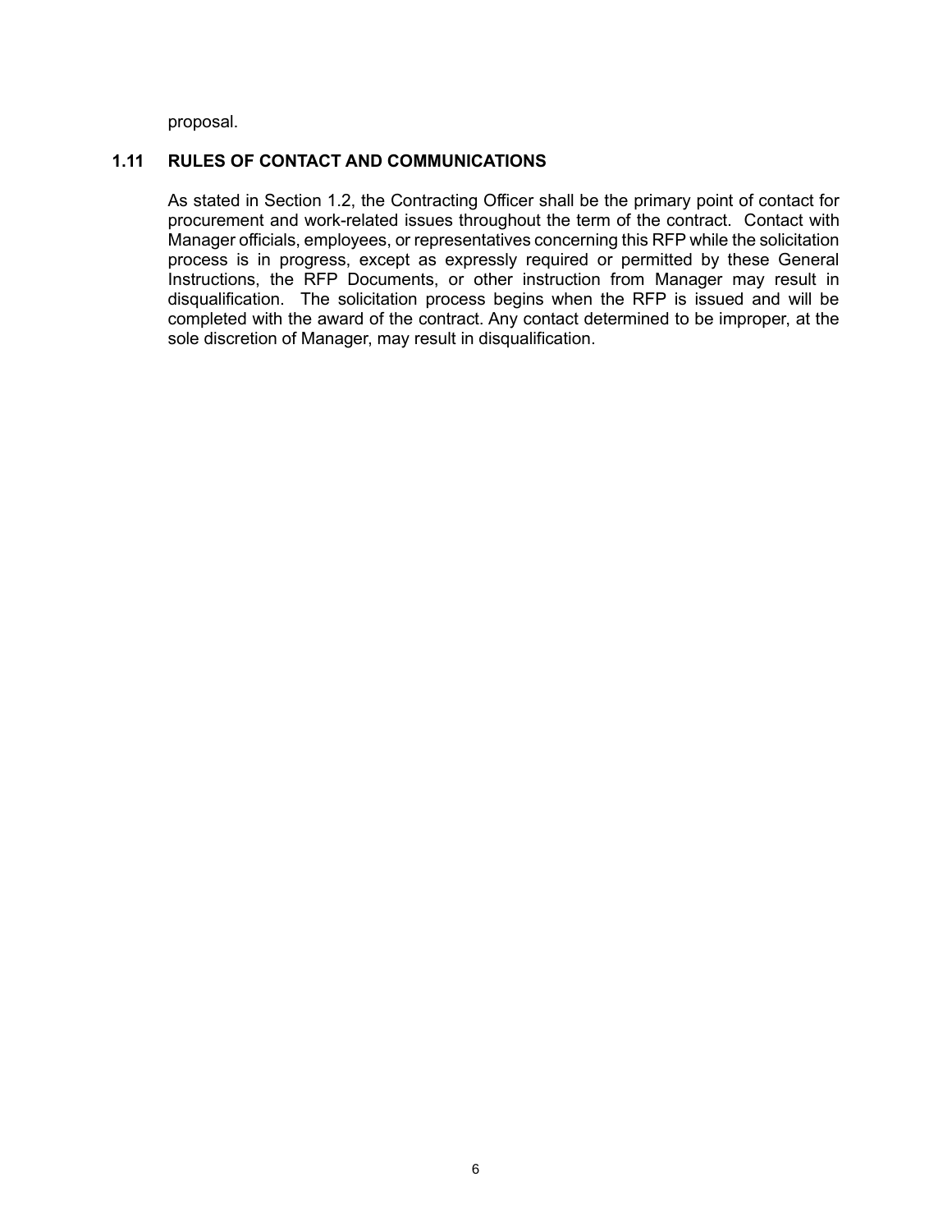proposal.

### 1.11 RULES OF CONTACT AND COMMUNICATIONS

As stated in Section 1.2, the Contracting Officer shall be the primary point of contact for procurement and work-related issues throughout the term of the contract. Contact with Manager officials, employees, or representatives concerning this RFP while the solicitation process is in progress, except as expressly required or permitted by these General Instructions, the RFP Documents, or other instruction from Manager may result in disqualification. The solicitation process begins when the RFP is issued and will be completed with the award of the contract. Any contact determined to be improper, at the sole discretion of Manager, may result in disqualification.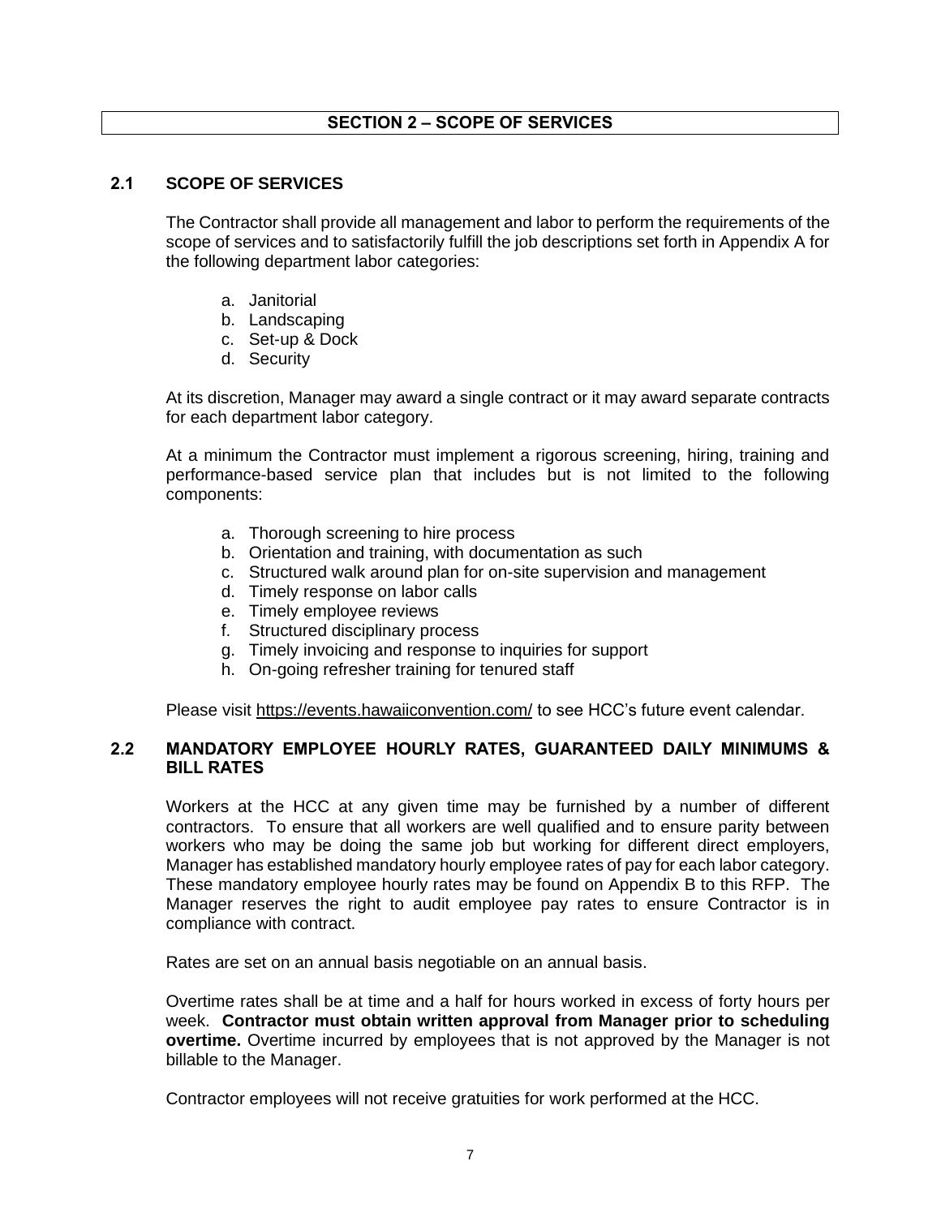# SECTION 2 – SCOPE OF SERVICES

## 2.1 SCOPE OF SERVICES

The Contractor shall provide all management and labor to perform the requirements of the scope of services and to satisfactorily fulfill the job descriptions set forth in Appendix A for the following department labor categories:

a. Janitorial
b. Landscaping
c. Set-up & Dock
d. Security

At its discretion, Manager may award a single contract or it may award separate contracts for each department labor category.

At a minimum the Contractor must implement a rigorous screening, hiring, training and performance-based service plan that includes but is not limited to the following components:

a. Thorough screening to hire process
b. Orientation and training, with documentation as such
c. Structured walk around plan for on-site supervision and management
d. Timely response on labor calls
e. Timely employee reviews
f. Structured disciplinary process
g. Timely invoicing and response to inquiries for support
h. On-going refresher training for tenured staff

Please visit https://events.hawaiiconvention.com/ to see HCC's future event calendar.

## 2.2 MANDATORY EMPLOYEE HOURLY RATES, GUARANTEED DAILY MINIMUMS & BILL RATES

Workers at the HCC at any given time may be furnished by a number of different contractors. To ensure that all workers are well qualified and to ensure parity between workers who may be doing the same job but working for different direct employers, Manager has established mandatory hourly employee rates of pay for each labor category. These mandatory employee hourly rates may be found on Appendix B to this RFP. The Manager reserves the right to audit employee pay rates to ensure Contractor is in compliance with contract.

Rates are set on an annual basis negotiable on an annual basis.

Overtime rates shall be at time and a half for hours worked in excess of forty hours per week. **Contractor must obtain written approval from Manager prior to scheduling overtime.** Overtime incurred by employees that is not approved by the Manager is not billable to the Manager.

Contractor employees will not receive gratuities for work performed at the HCC.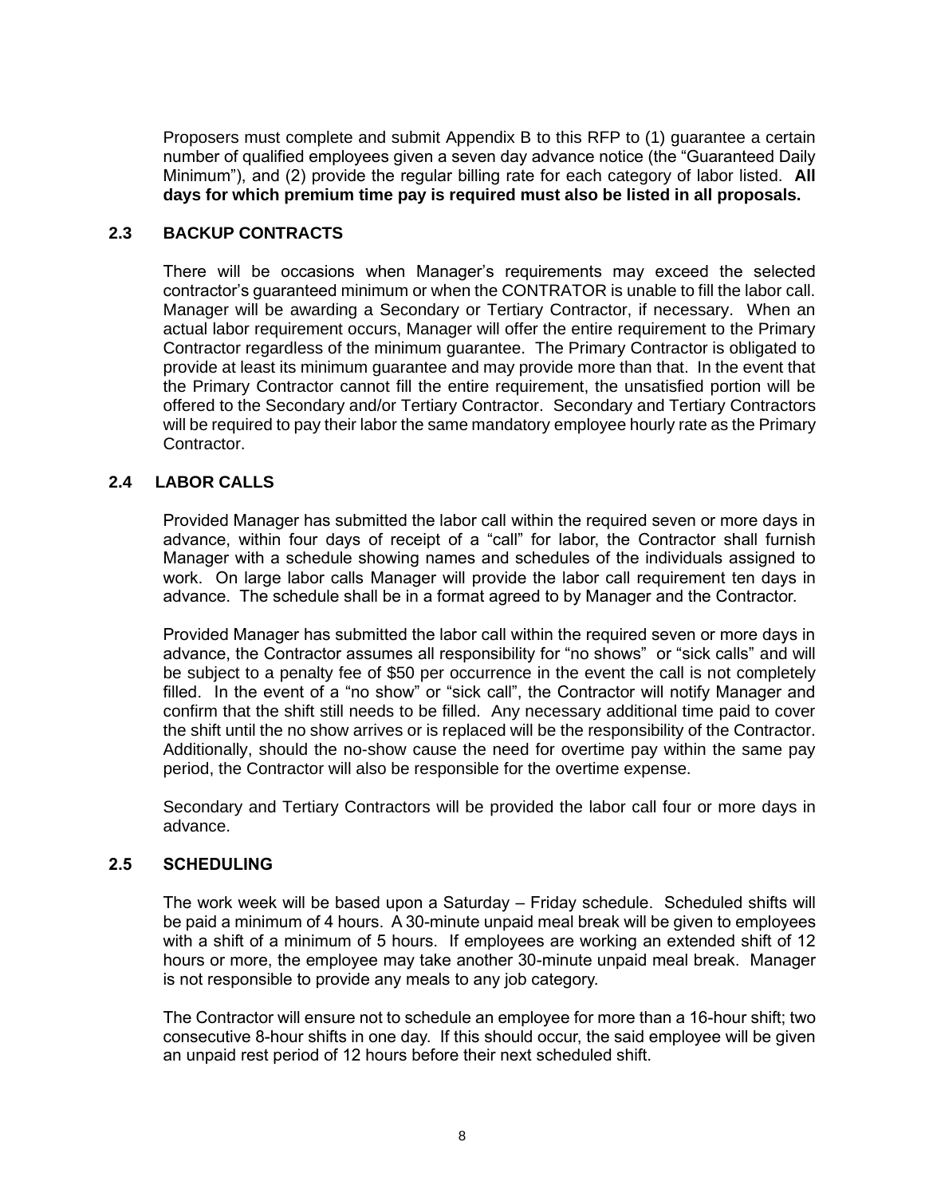Proposers must complete and submit Appendix B to this RFP to (1) guarantee a certain number of qualified employees given a seven day advance notice (the “Guaranteed Daily Minimum”), and (2) provide the regular billing rate for each category of labor listed. **All days for which premium time pay is required must also be listed in all proposals.**

## 2.3 BACKUP CONTRACTS

There will be occasions when Manager’s requirements may exceed the selected contractor’s guaranteed minimum or when the CONTRATOR is unable to fill the labor call. Manager will be awarding a Secondary or Tertiary Contractor, if necessary. When an actual labor requirement occurs, Manager will offer the entire requirement to the Primary Contractor regardless of the minimum guarantee. The Primary Contractor is obligated to provide at least its minimum guarantee and may provide more than that. In the event that the Primary Contractor cannot fill the entire requirement, the unsatisfied portion will be offered to the Secondary and/or Tertiary Contractor. Secondary and Tertiary Contractors will be required to pay their labor the same mandatory employee hourly rate as the Primary Contractor.

## 2.4 LABOR CALLS

Provided Manager has submitted the labor call within the required seven or more days in advance, within four days of receipt of a “call” for labor, the Contractor shall furnish Manager with a schedule showing names and schedules of the individuals assigned to work. On large labor calls Manager will provide the labor call requirement ten days in advance. The schedule shall be in a format agreed to by Manager and the Contractor.

Provided Manager has submitted the labor call within the required seven or more days in advance, the Contractor assumes all responsibility for “no shows” or “sick calls” and will be subject to a penalty fee of $50 per occurrence in the event the call is not completely filled. In the event of a “no show” or “sick call”, the Contractor will notify Manager and confirm that the shift still needs to be filled. Any necessary additional time paid to cover the shift until the no show arrives or is replaced will be the responsibility of the Contractor. Additionally, should the no-show cause the need for overtime pay within the same pay period, the Contractor will also be responsible for the overtime expense.

Secondary and Tertiary Contractors will be provided the labor call four or more days in advance.

## 2.5 SCHEDULING

The work week will be based upon a Saturday – Friday schedule. Scheduled shifts will be paid a minimum of 4 hours. A 30-minute unpaid meal break will be given to employees with a shift of a minimum of 5 hours. If employees are working an extended shift of 12 hours or more, the employee may take another 30-minute unpaid meal break. Manager is not responsible to provide any meals to any job category.

The Contractor will ensure not to schedule an employee for more than a 16-hour shift; two consecutive 8-hour shifts in one day. If this should occur, the said employee will be given an unpaid rest period of 12 hours before their next scheduled shift.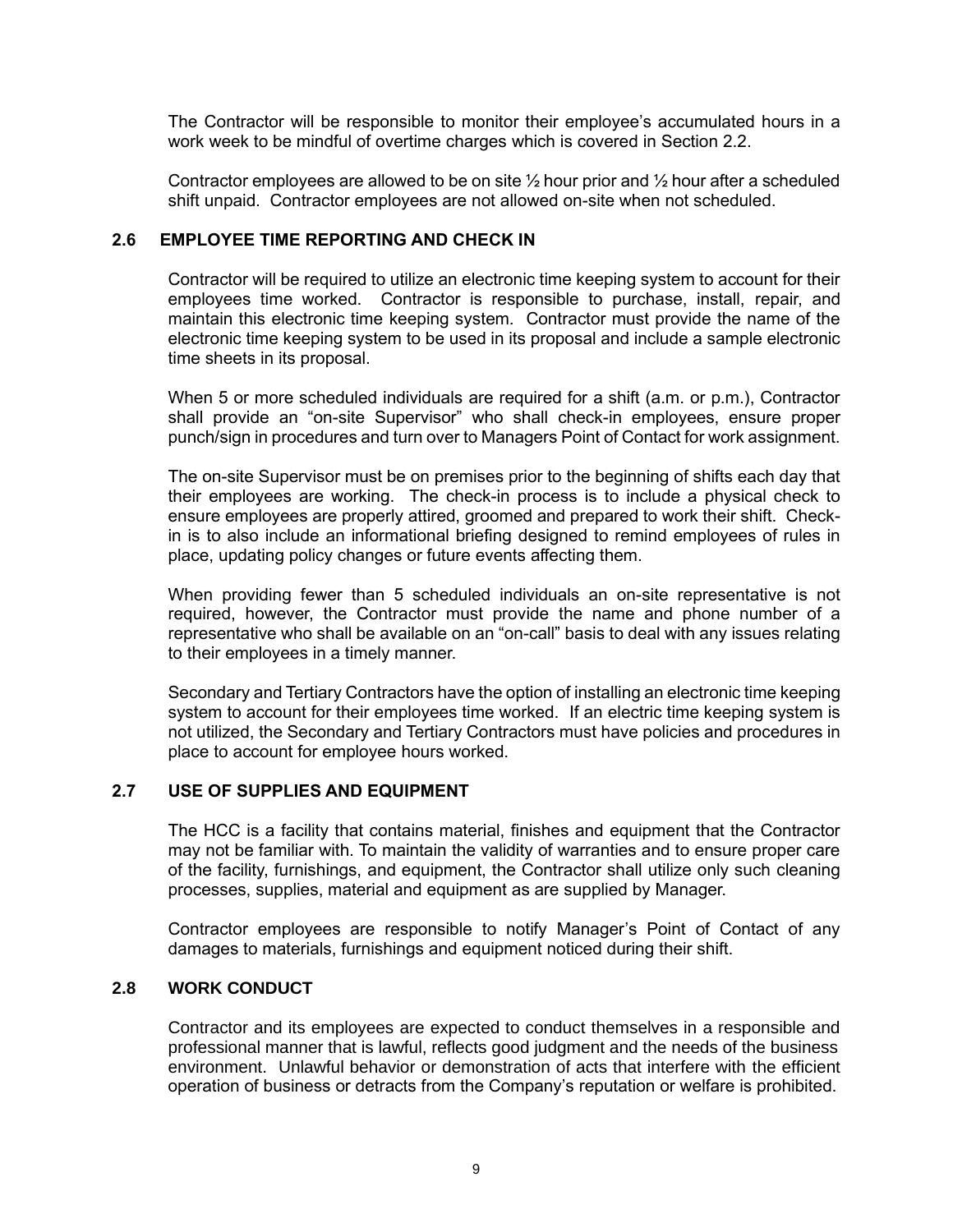The Contractor will be responsible to monitor their employee's accumulated hours in a work week to be mindful of overtime charges which is covered in Section 2.2.

Contractor employees are allowed to be on site ½ hour prior and ½ hour after a scheduled shift unpaid. Contractor employees are not allowed on-site when not scheduled.

### 2.6 EMPLOYEE TIME REPORTING AND CHECK IN

Contractor will be required to utilize an electronic time keeping system to account for their employees time worked. Contractor is responsible to purchase, install, repair, and maintain this electronic time keeping system. Contractor must provide the name of the electronic time keeping system to be used in its proposal and include a sample electronic time sheets in its proposal.

When 5 or more scheduled individuals are required for a shift (a.m. or p.m.), Contractor shall provide an "on-site Supervisor" who shall check-in employees, ensure proper punch/sign in procedures and turn over to Managers Point of Contact for work assignment.

The on-site Supervisor must be on premises prior to the beginning of shifts each day that their employees are working. The check-in process is to include a physical check to ensure employees are properly attired, groomed and prepared to work their shift. Check-in is to also include an informational briefing designed to remind employees of rules in place, updating policy changes or future events affecting them.

When providing fewer than 5 scheduled individuals an on-site representative is not required, however, the Contractor must provide the name and phone number of a representative who shall be available on an "on-call" basis to deal with any issues relating to their employees in a timely manner.

Secondary and Tertiary Contractors have the option of installing an electronic time keeping system to account for their employees time worked. If an electric time keeping system is not utilized, the Secondary and Tertiary Contractors must have policies and procedures in place to account for employee hours worked.

### 2.7 USE OF SUPPLIES AND EQUIPMENT

The HCC is a facility that contains material, finishes and equipment that the Contractor may not be familiar with. To maintain the validity of warranties and to ensure proper care of the facility, furnishings, and equipment, the Contractor shall utilize only such cleaning processes, supplies, material and equipment as are supplied by Manager.

Contractor employees are responsible to notify Manager's Point of Contact of any damages to materials, furnishings and equipment noticed during their shift.

### 2.8 WORK CONDUCT

Contractor and its employees are expected to conduct themselves in a responsible and professional manner that is lawful, reflects good judgment and the needs of the business environment. Unlawful behavior or demonstration of acts that interfere with the efficient operation of business or detracts from the Company's reputation or welfare is prohibited.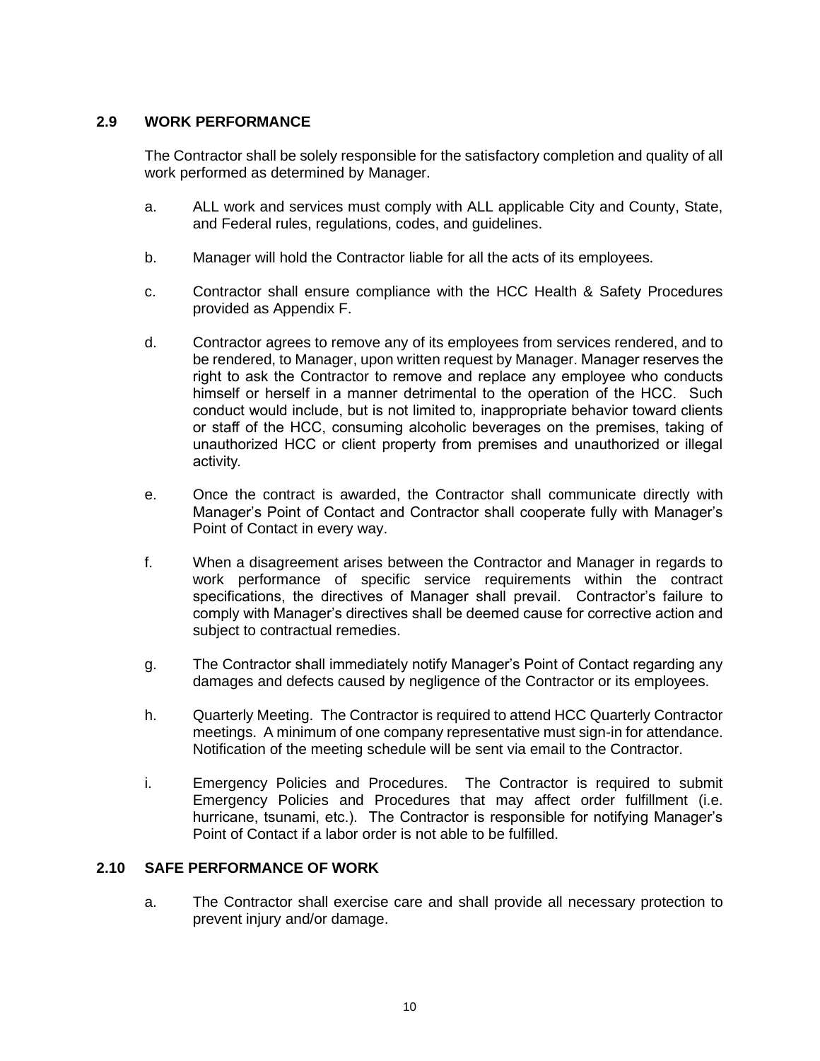### 2.9 WORK PERFORMANCE

The Contractor shall be solely responsible for the satisfactory completion and quality of all work performed as determined by Manager.

a. ALL work and services must comply with ALL applicable City and County, State, and Federal rules, regulations, codes, and guidelines.

b. Manager will hold the Contractor liable for all the acts of its employees.

c. Contractor shall ensure compliance with the HCC Health & Safety Procedures provided as Appendix F.

d. Contractor agrees to remove any of its employees from services rendered, and to be rendered, to Manager, upon written request by Manager. Manager reserves the right to ask the Contractor to remove and replace any employee who conducts himself or herself in a manner detrimental to the operation of the HCC. Such conduct would include, but is not limited to, inappropriate behavior toward clients or staff of the HCC, consuming alcoholic beverages on the premises, taking of unauthorized HCC or client property from premises and unauthorized or illegal activity.

e. Once the contract is awarded, the Contractor shall communicate directly with Manager's Point of Contact and Contractor shall cooperate fully with Manager's Point of Contact in every way.

f. When a disagreement arises between the Contractor and Manager in regards to work performance of specific service requirements within the contract specifications, the directives of Manager shall prevail. Contractor's failure to comply with Manager's directives shall be deemed cause for corrective action and subject to contractual remedies.

g. The Contractor shall immediately notify Manager's Point of Contact regarding any damages and defects caused by negligence of the Contractor or its employees.

h. Quarterly Meeting. The Contractor is required to attend HCC Quarterly Contractor meetings. A minimum of one company representative must sign-in for attendance. Notification of the meeting schedule will be sent via email to the Contractor.

i. Emergency Policies and Procedures. The Contractor is required to submit Emergency Policies and Procedures that may affect order fulfillment (i.e. hurricane, tsunami, etc.). The Contractor is responsible for notifying Manager's Point of Contact if a labor order is not able to be fulfilled.

### 2.10 SAFE PERFORMANCE OF WORK

a. The Contractor shall exercise care and shall provide all necessary protection to prevent injury and/or damage.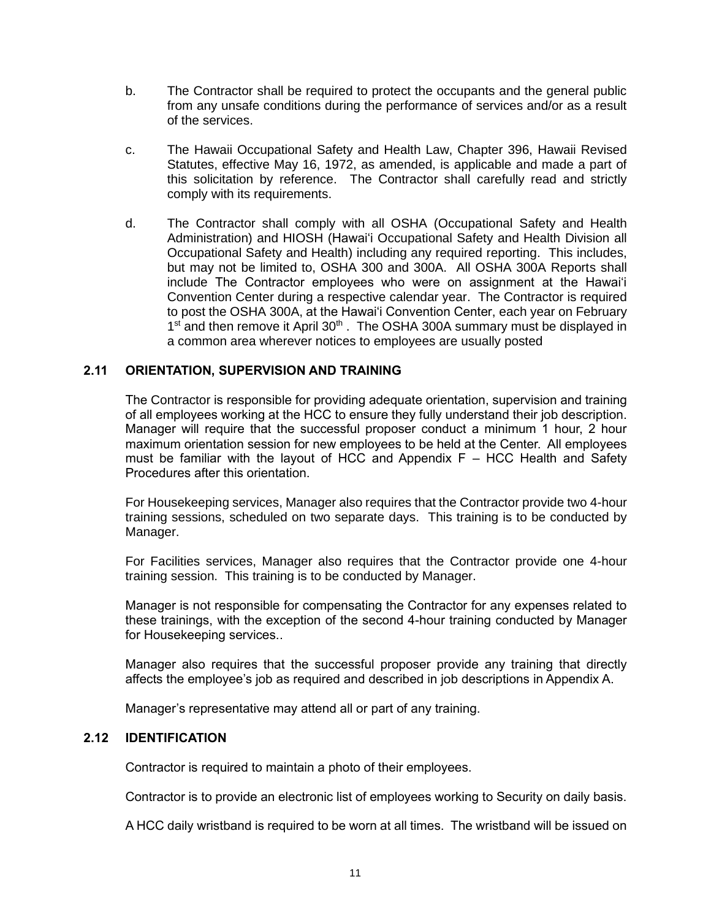b. The Contractor shall be required to protect the occupants and the general public from any unsafe conditions during the performance of services and/or as a result of the services.

c. The Hawaii Occupational Safety and Health Law, Chapter 396, Hawaii Revised Statutes, effective May 16, 1972, as amended, is applicable and made a part of this solicitation by reference. The Contractor shall carefully read and strictly comply with its requirements.

d. The Contractor shall comply with all OSHA (Occupational Safety and Health Administration) and HIOSH (Hawaiʻi Occupational Safety and Health Division all Occupational Safety and Health) including any required reporting. This includes, but may not be limited to, OSHA 300 and 300A. All OSHA 300A Reports shall include The Contractor employees who were on assignment at the Hawaiʻi Convention Center during a respective calendar year. The Contractor is required to post the OSHA 300A, at the Hawaiʻi Convention Center, each year on February 1st and then remove it April 30th . The OSHA 300A summary must be displayed in a common area wherever notices to employees are usually posted

### 2.11 ORIENTATION, SUPERVISION AND TRAINING

The Contractor is responsible for providing adequate orientation, supervision and training of all employees working at the HCC to ensure they fully understand their job description. Manager will require that the successful proposer conduct a minimum 1 hour, 2 hour maximum orientation session for new employees to be held at the Center. All employees must be familiar with the layout of HCC and Appendix F – HCC Health and Safety Procedures after this orientation.

For Housekeeping services, Manager also requires that the Contractor provide two 4-hour training sessions, scheduled on two separate days. This training is to be conducted by Manager.

For Facilities services, Manager also requires that the Contractor provide one 4-hour training session. This training is to be conducted by Manager.

Manager is not responsible for compensating the Contractor for any expenses related to these trainings, with the exception of the second 4-hour training conducted by Manager for Housekeeping services..

Manager also requires that the successful proposer provide any training that directly affects the employee's job as required and described in job descriptions in Appendix A.

Manager's representative may attend all or part of any training.

### 2.12 IDENTIFICATION

Contractor is required to maintain a photo of their employees.

Contractor is to provide an electronic list of employees working to Security on daily basis.

A HCC daily wristband is required to be worn at all times. The wristband will be issued on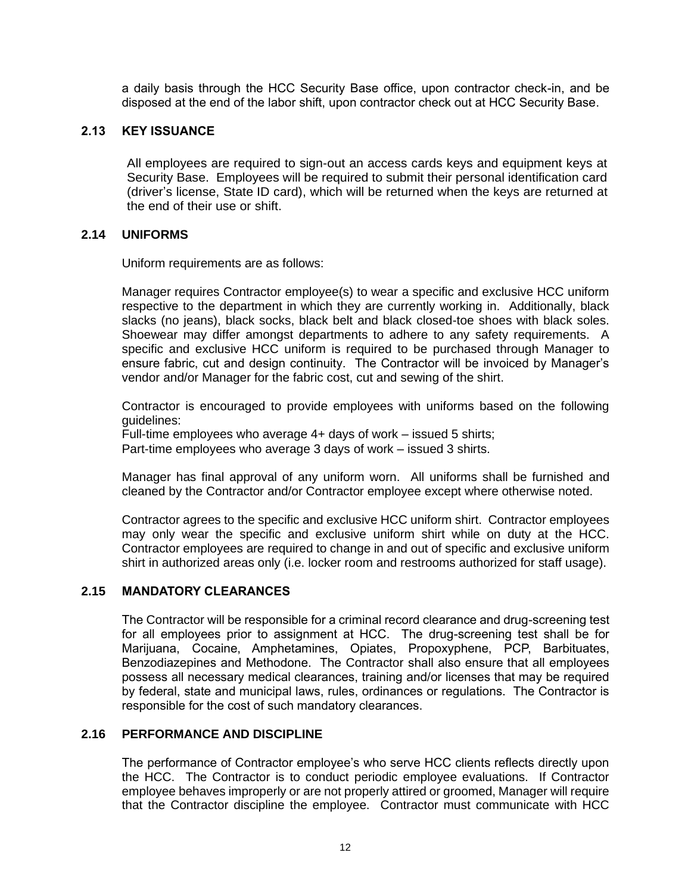a daily basis through the HCC Security Base office, upon contractor check-in, and be disposed at the end of the labor shift, upon contractor check out at HCC Security Base.

### 2.13 KEY ISSUANCE

All employees are required to sign-out an access cards keys and equipment keys at Security Base. Employees will be required to submit their personal identification card (driver's license, State ID card), which will be returned when the keys are returned at the end of their use or shift.

### 2.14 UNIFORMS

Uniform requirements are as follows:

Manager requires Contractor employee(s) to wear a specific and exclusive HCC uniform respective to the department in which they are currently working in. Additionally, black slacks (no jeans), black socks, black belt and black closed-toe shoes with black soles. Shoewear may differ amongst departments to adhere to any safety requirements. A specific and exclusive HCC uniform is required to be purchased through Manager to ensure fabric, cut and design continuity. The Contractor will be invoiced by Manager's vendor and/or Manager for the fabric cost, cut and sewing of the shirt.

Contractor is encouraged to provide employees with uniforms based on the following guidelines:
Full-time employees who average 4+ days of work – issued 5 shirts;
Part-time employees who average 3 days of work – issued 3 shirts.

Manager has final approval of any uniform worn. All uniforms shall be furnished and cleaned by the Contractor and/or Contractor employee except where otherwise noted.

Contractor agrees to the specific and exclusive HCC uniform shirt. Contractor employees may only wear the specific and exclusive uniform shirt while on duty at the HCC. Contractor employees are required to change in and out of specific and exclusive uniform shirt in authorized areas only (i.e. locker room and restrooms authorized for staff usage).

### 2.15 MANDATORY CLEARANCES

The Contractor will be responsible for a criminal record clearance and drug-screening test for all employees prior to assignment at HCC. The drug-screening test shall be for Marijuana, Cocaine, Amphetamines, Opiates, Propoxyphene, PCP, Barbituates, Benzodiazepines and Methodone. The Contractor shall also ensure that all employees possess all necessary medical clearances, training and/or licenses that may be required by federal, state and municipal laws, rules, ordinances or regulations. The Contractor is responsible for the cost of such mandatory clearances.

### 2.16 PERFORMANCE AND DISCIPLINE

The performance of Contractor employee's who serve HCC clients reflects directly upon the HCC. The Contractor is to conduct periodic employee evaluations. If Contractor employee behaves improperly or are not properly attired or groomed, Manager will require that the Contractor discipline the employee. Contractor must communicate with HCC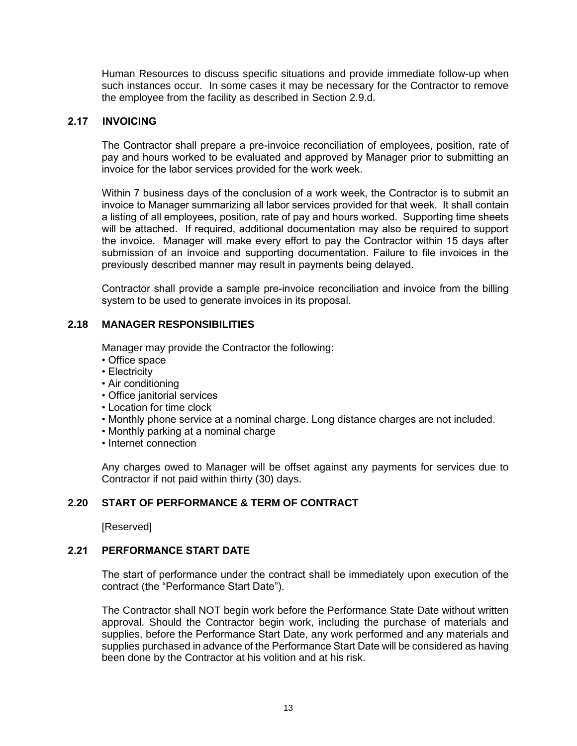Human Resources to discuss specific situations and provide immediate follow-up when such instances occur. In some cases it may be necessary for the Contractor to remove the employee from the facility as described in Section 2.9.d.

## 2.17 INVOICING

The Contractor shall prepare a pre-invoice reconciliation of employees, position, rate of pay and hours worked to be evaluated and approved by Manager prior to submitting an invoice for the labor services provided for the work week.

Within 7 business days of the conclusion of a work week, the Contractor is to submit an invoice to Manager summarizing all labor services provided for that week. It shall contain a listing of all employees, position, rate of pay and hours worked. Supporting time sheets will be attached. If required, additional documentation may also be required to support the invoice. Manager will make every effort to pay the Contractor within 15 days after submission of an invoice and supporting documentation. Failure to file invoices in the previously described manner may result in payments being delayed.

Contractor shall provide a sample pre-invoice reconciliation and invoice from the billing system to be used to generate invoices in its proposal.

## 2.18 MANAGER RESPONSIBILITIES

Manager may provide the Contractor the following:

- Office space
- Electricity
- Air conditioning
- Office janitorial services
- Location for time clock
- Monthly phone service at a nominal charge. Long distance charges are not included.
- Monthly parking at a nominal charge
- Internet connection

Any charges owed to Manager will be offset against any payments for services due to Contractor if not paid within thirty (30) days.

## 2.20 START OF PERFORMANCE & TERM OF CONTRACT

[Reserved]

## 2.21 PERFORMANCE START DATE

The start of performance under the contract shall be immediately upon execution of the contract (the "Performance Start Date").

The Contractor shall NOT begin work before the Performance State Date without written approval. Should the Contractor begin work, including the purchase of materials and supplies, before the Performance Start Date, any work performed and any materials and supplies purchased in advance of the Performance Start Date will be considered as having been done by the Contractor at his volition and at his risk.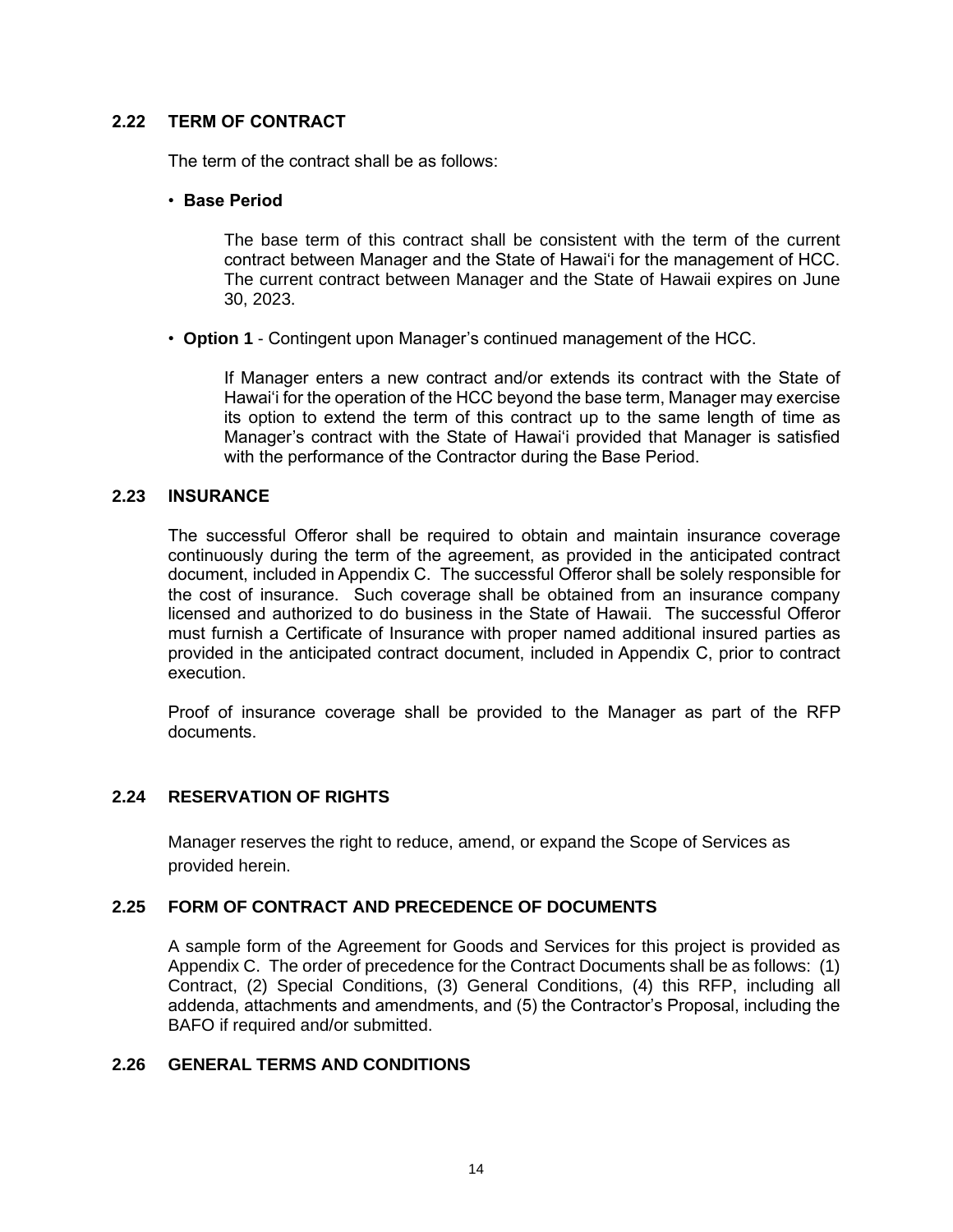## 2.22 TERM OF CONTRACT

The term of the contract shall be as follows:

- **Base Period**

  The base term of this contract shall be consistent with the term of the current contract between Manager and the State of Hawaiʻi for the management of HCC. The current contract between Manager and the State of Hawaii expires on June 30, 2023.

- **Option 1** - Contingent upon Manager's continued management of the HCC.

  If Manager enters a new contract and/or extends its contract with the State of Hawaiʻi for the operation of the HCC beyond the base term, Manager may exercise its option to extend the term of this contract up to the same length of time as Manager's contract with the State of Hawaiʻi provided that Manager is satisfied with the performance of the Contractor during the Base Period.

## 2.23 INSURANCE

The successful Offeror shall be required to obtain and maintain insurance coverage continuously during the term of the agreement, as provided in the anticipated contract document, included in Appendix C. The successful Offeror shall be solely responsible for the cost of insurance. Such coverage shall be obtained from an insurance company licensed and authorized to do business in the State of Hawaii. The successful Offeror must furnish a Certificate of Insurance with proper named additional insured parties as provided in the anticipated contract document, included in Appendix C, prior to contract execution.

Proof of insurance coverage shall be provided to the Manager as part of the RFP documents.

## 2.24 RESERVATION OF RIGHTS

Manager reserves the right to reduce, amend, or expand the Scope of Services as provided herein.

## 2.25 FORM OF CONTRACT AND PRECEDENCE OF DOCUMENTS

A sample form of the Agreement for Goods and Services for this project is provided as Appendix C. The order of precedence for the Contract Documents shall be as follows: (1) Contract, (2) Special Conditions, (3) General Conditions, (4) this RFP, including all addenda, attachments and amendments, and (5) the Contractor's Proposal, including the BAFO if required and/or submitted.

## 2.26 GENERAL TERMS AND CONDITIONS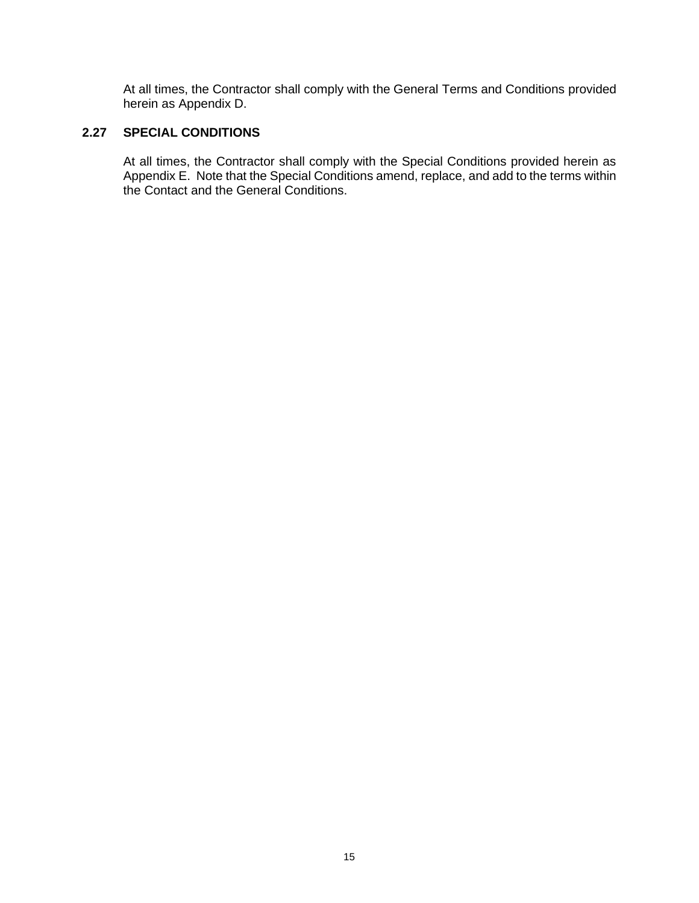At all times, the Contractor shall comply with the General Terms and Conditions provided herein as Appendix D.

### 2.27 SPECIAL CONDITIONS

At all times, the Contractor shall comply with the Special Conditions provided herein as Appendix E. Note that the Special Conditions amend, replace, and add to the terms within the Contact and the General Conditions.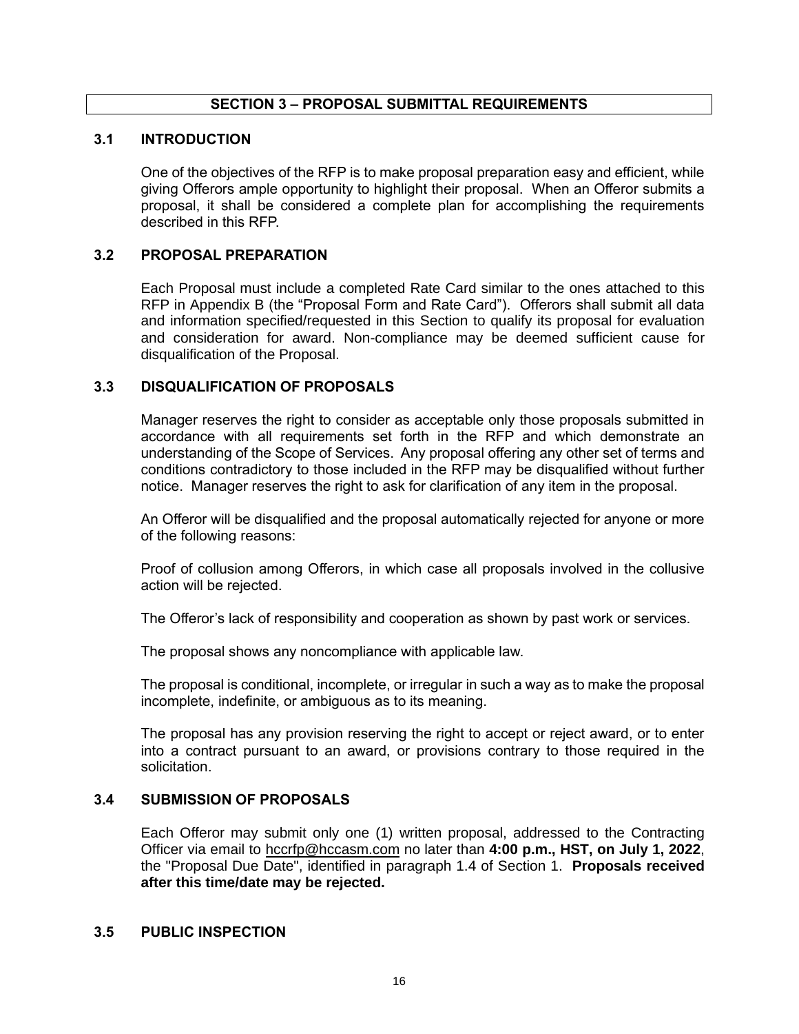## SECTION 3 – PROPOSAL SUBMITTAL REQUIREMENTS

### 3.1 INTRODUCTION

One of the objectives of the RFP is to make proposal preparation easy and efficient, while giving Offerors ample opportunity to highlight their proposal. When an Offeror submits a proposal, it shall be considered a complete plan for accomplishing the requirements described in this RFP.

### 3.2 PROPOSAL PREPARATION

Each Proposal must include a completed Rate Card similar to the ones attached to this RFP in Appendix B (the "Proposal Form and Rate Card"). Offerors shall submit all data and information specified/requested in this Section to qualify its proposal for evaluation and consideration for award. Non-compliance may be deemed sufficient cause for disqualification of the Proposal.

### 3.3 DISQUALIFICATION OF PROPOSALS

Manager reserves the right to consider as acceptable only those proposals submitted in accordance with all requirements set forth in the RFP and which demonstrate an understanding of the Scope of Services. Any proposal offering any other set of terms and conditions contradictory to those included in the RFP may be disqualified without further notice. Manager reserves the right to ask for clarification of any item in the proposal.

An Offeror will be disqualified and the proposal automatically rejected for anyone or more of the following reasons:

Proof of collusion among Offerors, in which case all proposals involved in the collusive action will be rejected.

The Offeror's lack of responsibility and cooperation as shown by past work or services.

The proposal shows any noncompliance with applicable law.

The proposal is conditional, incomplete, or irregular in such a way as to make the proposal incomplete, indefinite, or ambiguous as to its meaning.

The proposal has any provision reserving the right to accept or reject award, or to enter into a contract pursuant to an award, or provisions contrary to those required in the solicitation.

### 3.4 SUBMISSION OF PROPOSALS

Each Offeror may submit only one (1) written proposal, addressed to the Contracting Officer via email to hccrfp@hccasm.com no later than **4:00 p.m., HST, on July 1, 2022**, the "Proposal Due Date", identified in paragraph 1.4 of Section 1. **Proposals received after this time/date may be rejected.**

### 3.5 PUBLIC INSPECTION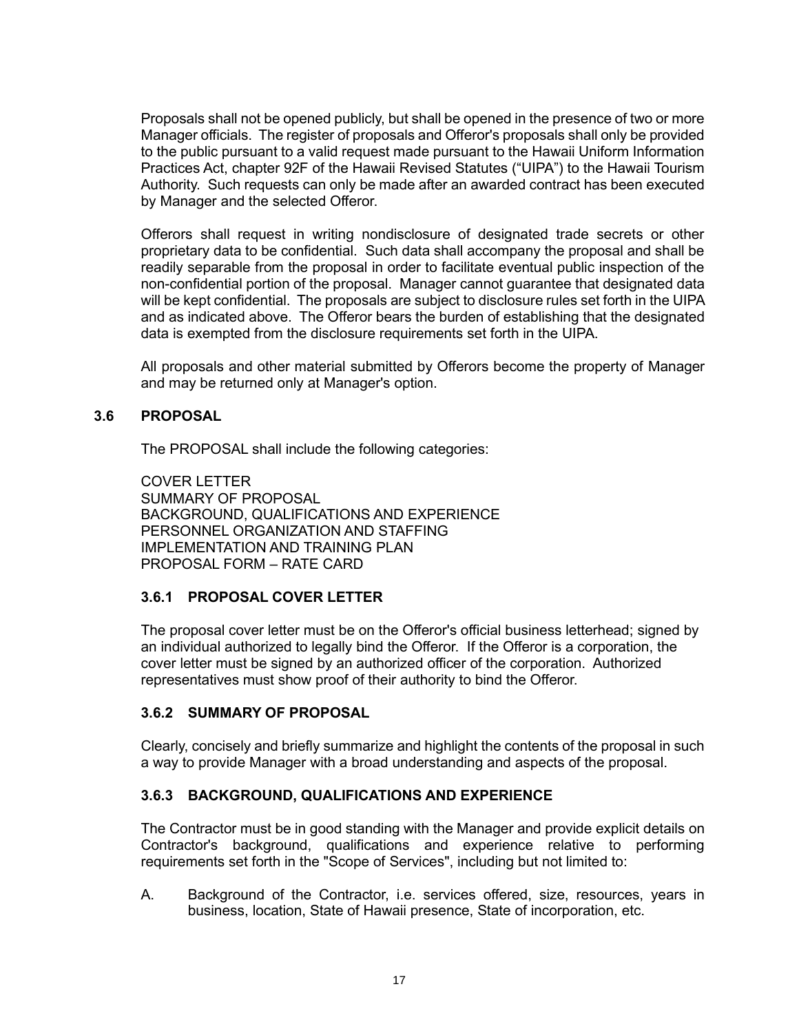Proposals shall not be opened publicly, but shall be opened in the presence of two or more Manager officials. The register of proposals and Offeror's proposals shall only be provided to the public pursuant to a valid request made pursuant to the Hawaii Uniform Information Practices Act, chapter 92F of the Hawaii Revised Statutes ("UIPA") to the Hawaii Tourism Authority. Such requests can only be made after an awarded contract has been executed by Manager and the selected Offeror.

Offerors shall request in writing nondisclosure of designated trade secrets or other proprietary data to be confidential. Such data shall accompany the proposal and shall be readily separable from the proposal in order to facilitate eventual public inspection of the non-confidential portion of the proposal. Manager cannot guarantee that designated data will be kept confidential. The proposals are subject to disclosure rules set forth in the UIPA and as indicated above. The Offeror bears the burden of establishing that the designated data is exempted from the disclosure requirements set forth in the UIPA.

All proposals and other material submitted by Offerors become the property of Manager and may be returned only at Manager's option.

## 3.6 PROPOSAL

The PROPOSAL shall include the following categories:

COVER LETTER
SUMMARY OF PROPOSAL
BACKGROUND, QUALIFICATIONS AND EXPERIENCE
PERSONNEL ORGANIZATION AND STAFFING
IMPLEMENTATION AND TRAINING PLAN
PROPOSAL FORM – RATE CARD

### 3.6.1 PROPOSAL COVER LETTER

The proposal cover letter must be on the Offeror's official business letterhead; signed by an individual authorized to legally bind the Offeror. If the Offeror is a corporation, the cover letter must be signed by an authorized officer of the corporation. Authorized representatives must show proof of their authority to bind the Offeror.

### 3.6.2 SUMMARY OF PROPOSAL

Clearly, concisely and briefly summarize and highlight the contents of the proposal in such a way to provide Manager with a broad understanding and aspects of the proposal.

### 3.6.3 BACKGROUND, QUALIFICATIONS AND EXPERIENCE

The Contractor must be in good standing with the Manager and provide explicit details on Contractor's background, qualifications and experience relative to performing requirements set forth in the "Scope of Services", including but not limited to:

A. Background of the Contractor, i.e. services offered, size, resources, years in business, location, State of Hawaii presence, State of incorporation, etc.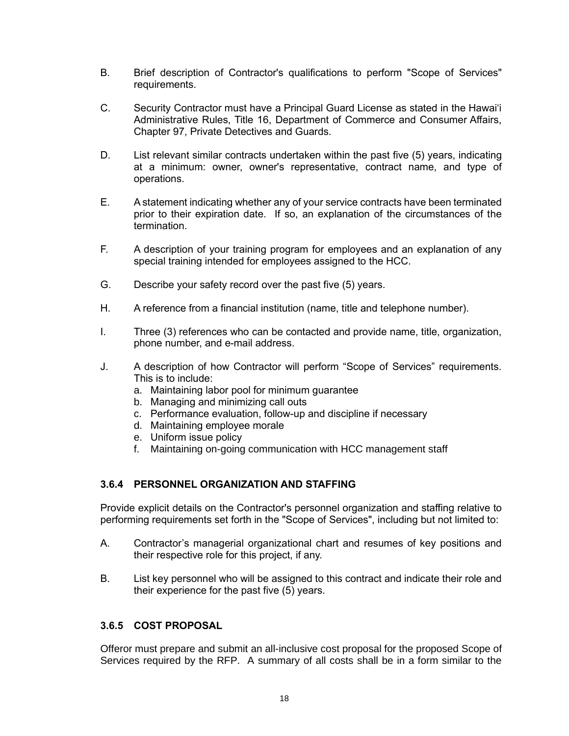B. Brief description of Contractor's qualifications to perform "Scope of Services" requirements.

C. Security Contractor must have a Principal Guard License as stated in the Hawaiʻi Administrative Rules, Title 16, Department of Commerce and Consumer Affairs, Chapter 97, Private Detectives and Guards.

D. List relevant similar contracts undertaken within the past five (5) years, indicating at a minimum: owner, owner's representative, contract name, and type of operations.

E. A statement indicating whether any of your service contracts have been terminated prior to their expiration date. If so, an explanation of the circumstances of the termination.

F. A description of your training program for employees and an explanation of any special training intended for employees assigned to the HCC.

G. Describe your safety record over the past five (5) years.

H. A reference from a financial institution (name, title and telephone number).

I. Three (3) references who can be contacted and provide name, title, organization, phone number, and e-mail address.

J. A description of how Contractor will perform "Scope of Services" requirements. This is to include:
   a. Maintaining labor pool for minimum guarantee
   b. Managing and minimizing call outs
   c. Performance evaluation, follow-up and discipline if necessary
   d. Maintaining employee morale
   e. Uniform issue policy
   f. Maintaining on-going communication with HCC management staff

### 3.6.4 PERSONNEL ORGANIZATION AND STAFFING

Provide explicit details on the Contractor's personnel organization and staffing relative to performing requirements set forth in the "Scope of Services", including but not limited to:

A. Contractor's managerial organizational chart and resumes of key positions and their respective role for this project, if any.

B. List key personnel who will be assigned to this contract and indicate their role and their experience for the past five (5) years.

### 3.6.5 COST PROPOSAL

Offeror must prepare and submit an all-inclusive cost proposal for the proposed Scope of Services required by the RFP. A summary of all costs shall be in a form similar to the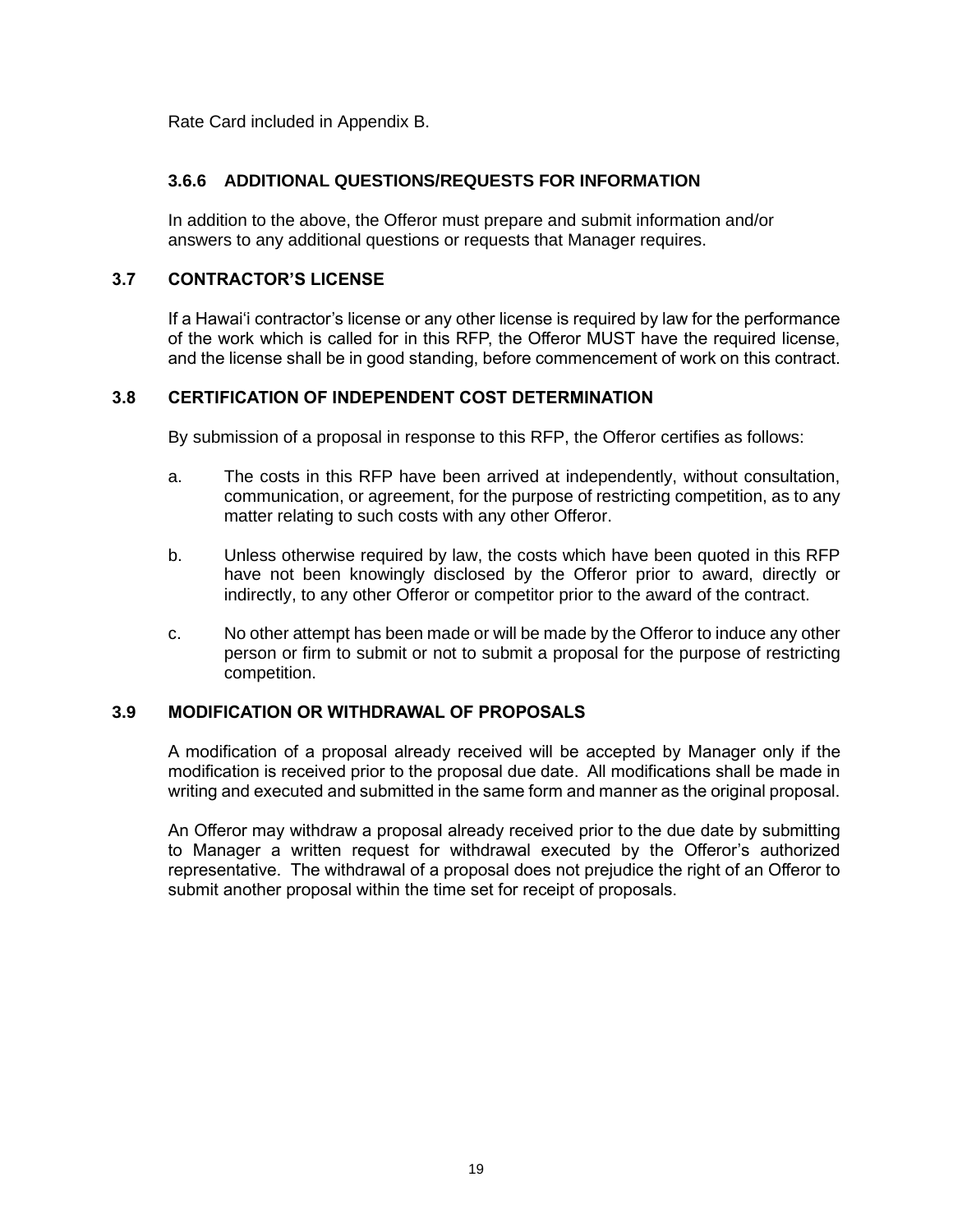Rate Card included in Appendix B.

### 3.6.6 ADDITIONAL QUESTIONS/REQUESTS FOR INFORMATION

In addition to the above, the Offeror must prepare and submit information and/or answers to any additional questions or requests that Manager requires.

## 3.7 CONTRACTOR'S LICENSE

If a Hawai'i contractor's license or any other license is required by law for the performance of the work which is called for in this RFP, the Offeror MUST have the required license, and the license shall be in good standing, before commencement of work on this contract.

## 3.8 CERTIFICATION OF INDEPENDENT COST DETERMINATION

By submission of a proposal in response to this RFP, the Offeror certifies as follows:

a. The costs in this RFP have been arrived at independently, without consultation, communication, or agreement, for the purpose of restricting competition, as to any matter relating to such costs with any other Offeror.

b. Unless otherwise required by law, the costs which have been quoted in this RFP have not been knowingly disclosed by the Offeror prior to award, directly or indirectly, to any other Offeror or competitor prior to the award of the contract.

c. No other attempt has been made or will be made by the Offeror to induce any other person or firm to submit or not to submit a proposal for the purpose of restricting competition.

## 3.9 MODIFICATION OR WITHDRAWAL OF PROPOSALS

A modification of a proposal already received will be accepted by Manager only if the modification is received prior to the proposal due date. All modifications shall be made in writing and executed and submitted in the same form and manner as the original proposal.

An Offeror may withdraw a proposal already received prior to the due date by submitting to Manager a written request for withdrawal executed by the Offeror's authorized representative. The withdrawal of a proposal does not prejudice the right of an Offeror to submit another proposal within the time set for receipt of proposals.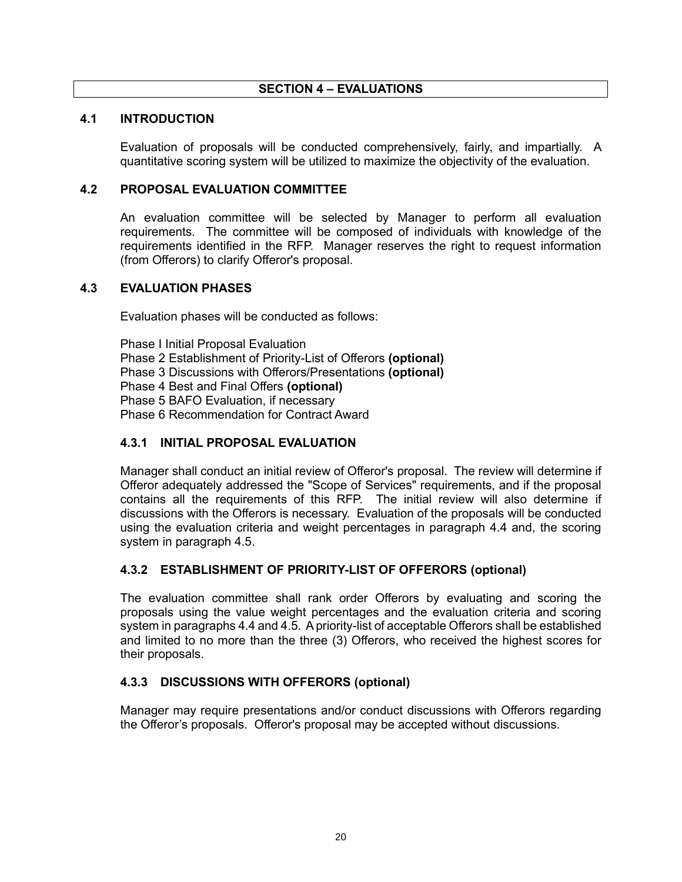## SECTION 4 – EVALUATIONS

### 4.1 INTRODUCTION

Evaluation of proposals will be conducted comprehensively, fairly, and impartially. A quantitative scoring system will be utilized to maximize the objectivity of the evaluation.

### 4.2 PROPOSAL EVALUATION COMMITTEE

An evaluation committee will be selected by Manager to perform all evaluation requirements. The committee will be composed of individuals with knowledge of the requirements identified in the RFP. Manager reserves the right to request information (from Offerors) to clarify Offeror's proposal.

### 4.3 EVALUATION PHASES

Evaluation phases will be conducted as follows:

Phase I Initial Proposal Evaluation
Phase 2 Establishment of Priority-List of Offerors **(optional)**
Phase 3 Discussions with Offerors/Presentations **(optional)**
Phase 4 Best and Final Offers **(optional)**
Phase 5 BAFO Evaluation, if necessary
Phase 6 Recommendation for Contract Award

#### 4.3.1 INITIAL PROPOSAL EVALUATION

Manager shall conduct an initial review of Offeror's proposal. The review will determine if Offeror adequately addressed the "Scope of Services" requirements, and if the proposal contains all the requirements of this RFP. The initial review will also determine if discussions with the Offerors is necessary. Evaluation of the proposals will be conducted using the evaluation criteria and weight percentages in paragraph 4.4 and, the scoring system in paragraph 4.5.

#### 4.3.2 ESTABLISHMENT OF PRIORITY-LIST OF OFFERORS (optional)

The evaluation committee shall rank order Offerors by evaluating and scoring the proposals using the value weight percentages and the evaluation criteria and scoring system in paragraphs 4.4 and 4.5. A priority-list of acceptable Offerors shall be established and limited to no more than the three (3) Offerors, who received the highest scores for their proposals.

#### 4.3.3 DISCUSSIONS WITH OFFERORS (optional)

Manager may require presentations and/or conduct discussions with Offerors regarding the Offeror's proposals. Offeror's proposal may be accepted without discussions.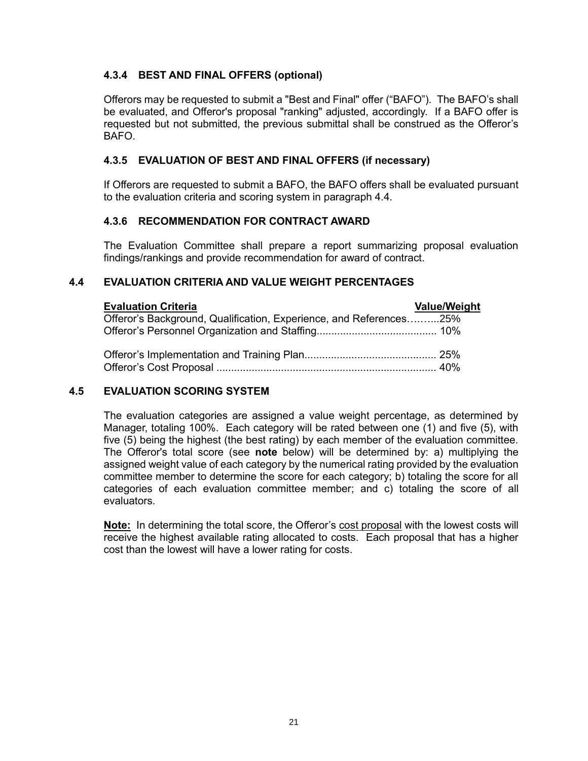### 4.3.4 BEST AND FINAL OFFERS (optional)

Offerors may be requested to submit a "Best and Final" offer ("BAFO"). The BAFO's shall be evaluated, and Offeror's proposal "ranking" adjusted, accordingly. If a BAFO offer is requested but not submitted, the previous submittal shall be construed as the Offeror's BAFO.

### 4.3.5 EVALUATION OF BEST AND FINAL OFFERS (if necessary)

If Offerors are requested to submit a BAFO, the BAFO offers shall be evaluated pursuant to the evaluation criteria and scoring system in paragraph 4.4.

### 4.3.6 RECOMMENDATION FOR CONTRACT AWARD

The Evaluation Committee shall prepare a report summarizing proposal evaluation findings/rankings and provide recommendation for award of contract.

## 4.4 EVALUATION CRITERIA AND VALUE WEIGHT PERCENTAGES

| Evaluation Criteria | Value/Weight |
|---|---|
| Offeror's Background, Qualification, Experience, and References | 25% |
| Offeror's Personnel Organization and Staffing | 10% |
| Offeror's Implementation and Training Plan | 25% |
| Offeror's Cost Proposal | 40% |

## 4.5 EVALUATION SCORING SYSTEM

The evaluation categories are assigned a value weight percentage, as determined by Manager, totaling 100%. Each category will be rated between one (1) and five (5), with five (5) being the highest (the best rating) by each member of the evaluation committee. The Offeror's total score (see **note** below) will be determined by: a) multiplying the assigned weight value of each category by the numerical rating provided by the evaluation committee member to determine the score for each category; b) totaling the score for all categories of each evaluation committee member; and c) totaling the score of all evaluators.

**Note:** In determining the total score, the Offeror's cost proposal with the lowest costs will receive the highest available rating allocated to costs. Each proposal that has a higher cost than the lowest will have a lower rating for costs.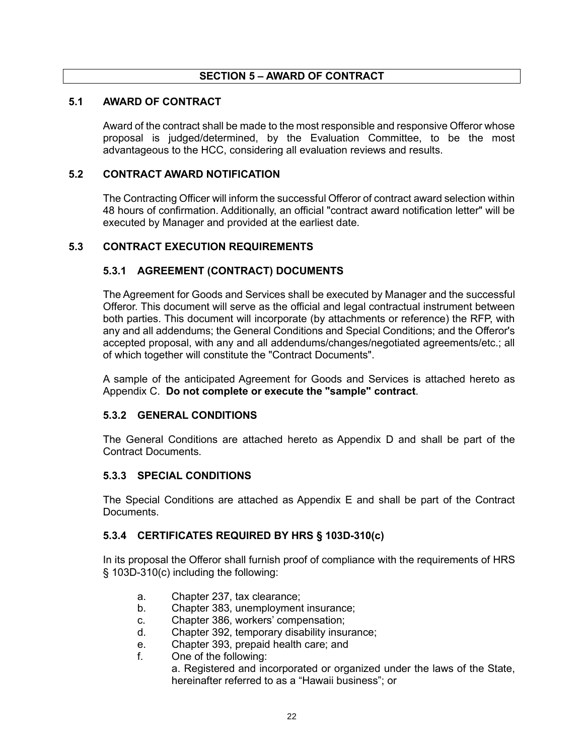## SECTION 5 – AWARD OF CONTRACT

### 5.1 AWARD OF CONTRACT

Award of the contract shall be made to the most responsible and responsive Offeror whose proposal is judged/determined, by the Evaluation Committee, to be the most advantageous to the HCC, considering all evaluation reviews and results.

### 5.2 CONTRACT AWARD NOTIFICATION

The Contracting Officer will inform the successful Offeror of contract award selection within 48 hours of confirmation. Additionally, an official "contract award notification letter" will be executed by Manager and provided at the earliest date.

### 5.3 CONTRACT EXECUTION REQUIREMENTS

#### 5.3.1 AGREEMENT (CONTRACT) DOCUMENTS

The Agreement for Goods and Services shall be executed by Manager and the successful Offeror. This document will serve as the official and legal contractual instrument between both parties. This document will incorporate (by attachments or reference) the RFP, with any and all addendums; the General Conditions and Special Conditions; and the Offeror's accepted proposal, with any and all addendums/changes/negotiated agreements/etc.; all of which together will constitute the "Contract Documents".

A sample of the anticipated Agreement for Goods and Services is attached hereto as Appendix C. **Do not complete or execute the "sample" contract**.

#### 5.3.2 GENERAL CONDITIONS

The General Conditions are attached hereto as Appendix D and shall be part of the Contract Documents.

#### 5.3.3 SPECIAL CONDITIONS

The Special Conditions are attached as Appendix E and shall be part of the Contract Documents.

#### 5.3.4 CERTIFICATES REQUIRED BY HRS § 103D-310(c)

In its proposal the Offeror shall furnish proof of compliance with the requirements of HRS § 103D-310(c) including the following:

a. Chapter 237, tax clearance;
b. Chapter 383, unemployment insurance;
c. Chapter 386, workers' compensation;
d. Chapter 392, temporary disability insurance;
e. Chapter 393, prepaid health care; and
f. One of the following:
   a. Registered and incorporated or organized under the laws of the State, hereinafter referred to as a "Hawaii business"; or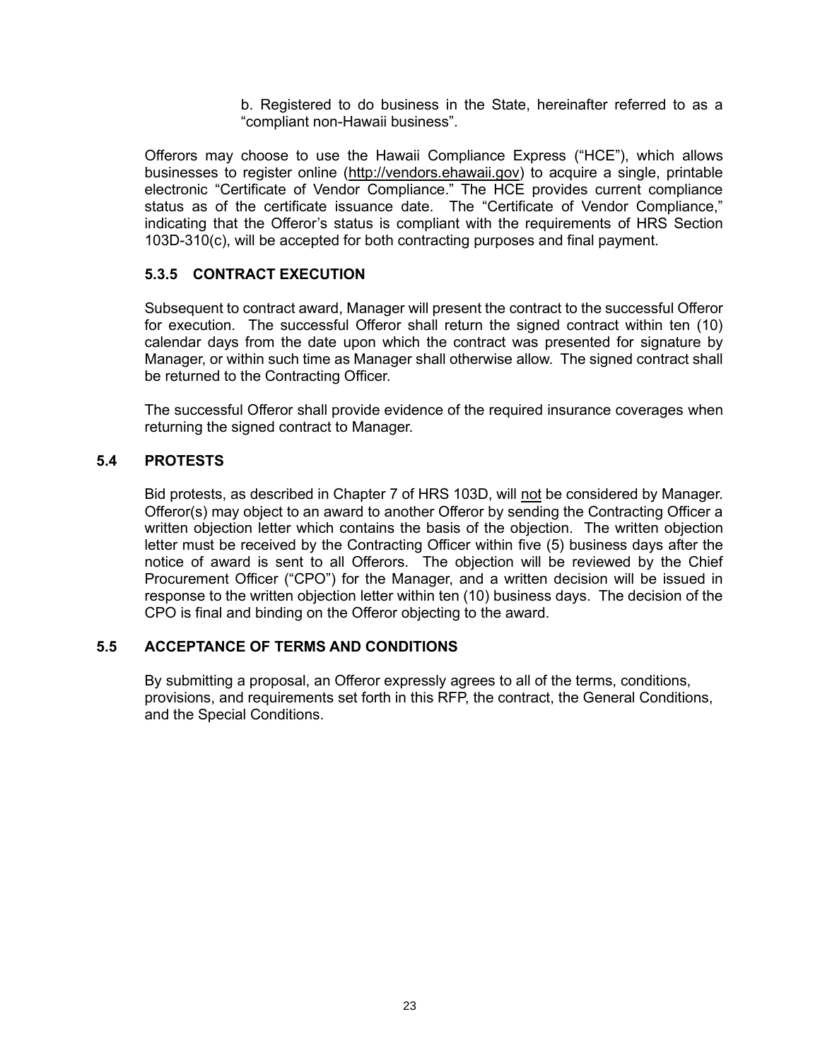b. Registered to do business in the State, hereinafter referred to as a "compliant non-Hawaii business".

Offerors may choose to use the Hawaii Compliance Express ("HCE"), which allows businesses to register online (http://vendors.ehawaii.gov) to acquire a single, printable electronic "Certificate of Vendor Compliance." The HCE provides current compliance status as of the certificate issuance date. The "Certificate of Vendor Compliance," indicating that the Offeror's status is compliant with the requirements of HRS Section 103D-310(c), will be accepted for both contracting purposes and final payment.

### 5.3.5 CONTRACT EXECUTION

Subsequent to contract award, Manager will present the contract to the successful Offeror for execution. The successful Offeror shall return the signed contract within ten (10) calendar days from the date upon which the contract was presented for signature by Manager, or within such time as Manager shall otherwise allow. The signed contract shall be returned to the Contracting Officer.

The successful Offeror shall provide evidence of the required insurance coverages when returning the signed contract to Manager.

## 5.4 PROTESTS

Bid protests, as described in Chapter 7 of HRS 103D, will not be considered by Manager. Offeror(s) may object to an award to another Offeror by sending the Contracting Officer a written objection letter which contains the basis of the objection. The written objection letter must be received by the Contracting Officer within five (5) business days after the notice of award is sent to all Offerors. The objection will be reviewed by the Chief Procurement Officer ("CPO") for the Manager, and a written decision will be issued in response to the written objection letter within ten (10) business days. The decision of the CPO is final and binding on the Offeror objecting to the award.

## 5.5 ACCEPTANCE OF TERMS AND CONDITIONS

By submitting a proposal, an Offeror expressly agrees to all of the terms, conditions, provisions, and requirements set forth in this RFP, the contract, the General Conditions, and the Special Conditions.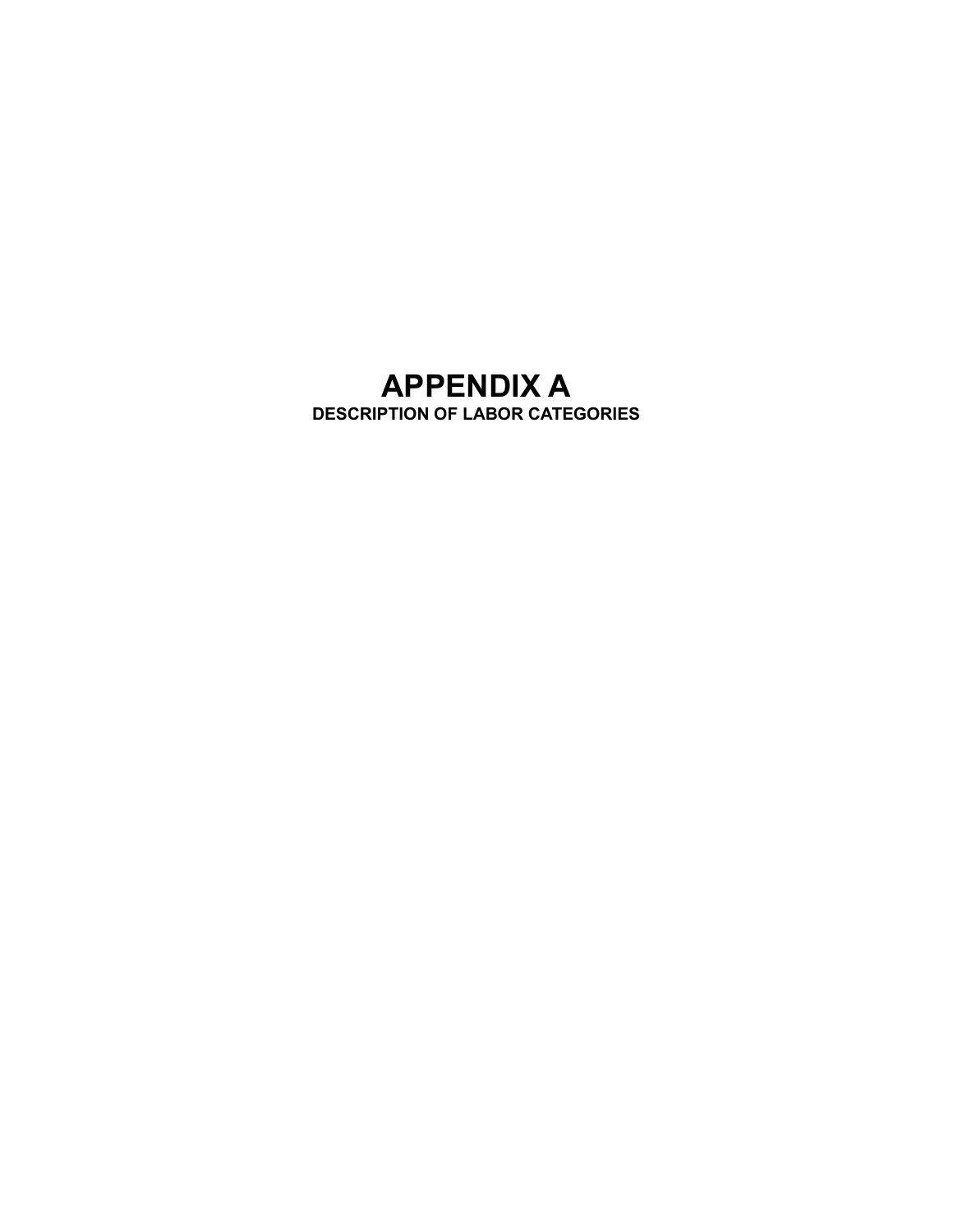# APPENDIX A

## DESCRIPTION OF LABOR CATEGORIES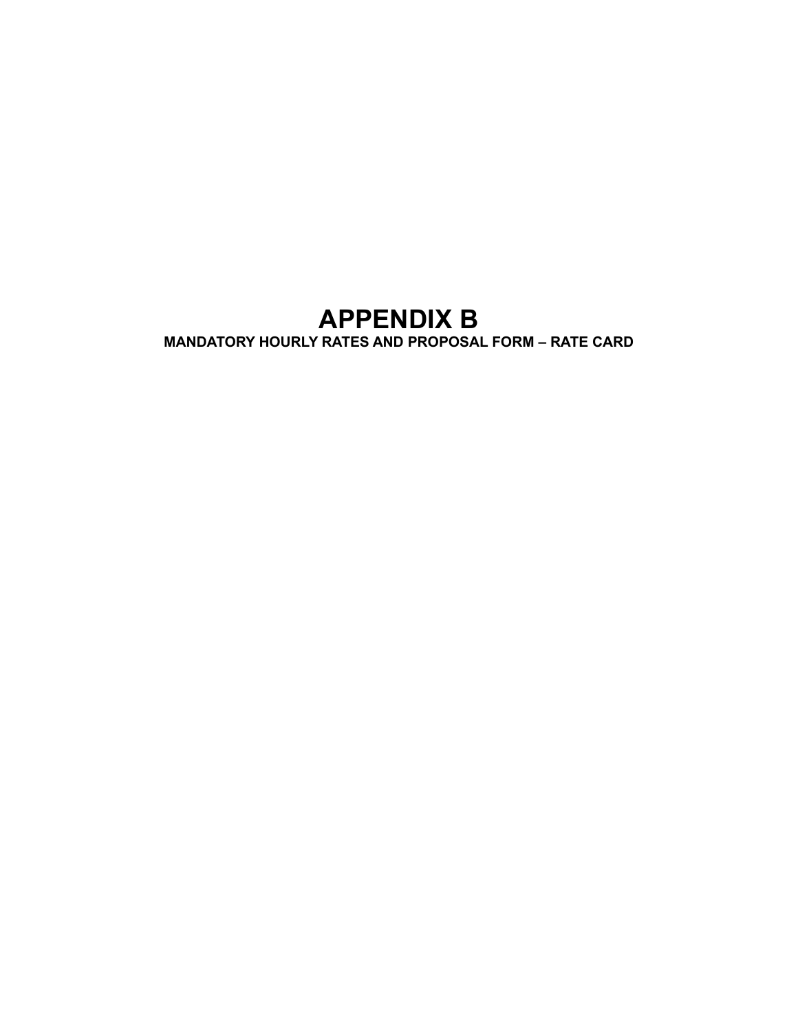# APPENDIX B

## MANDATORY HOURLY RATES AND PROPOSAL FORM – RATE CARD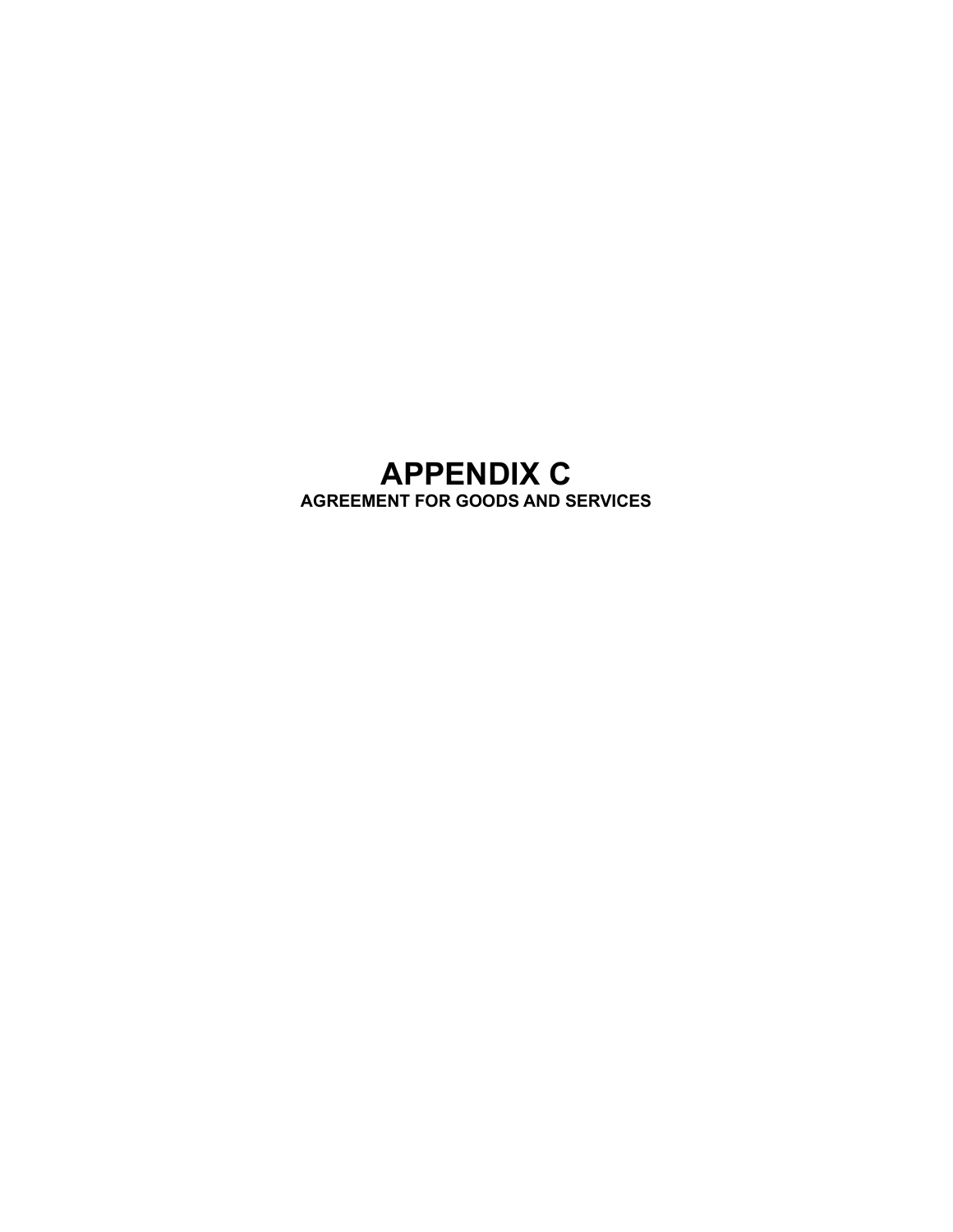# APPENDIX C

## AGREEMENT FOR GOODS AND SERVICES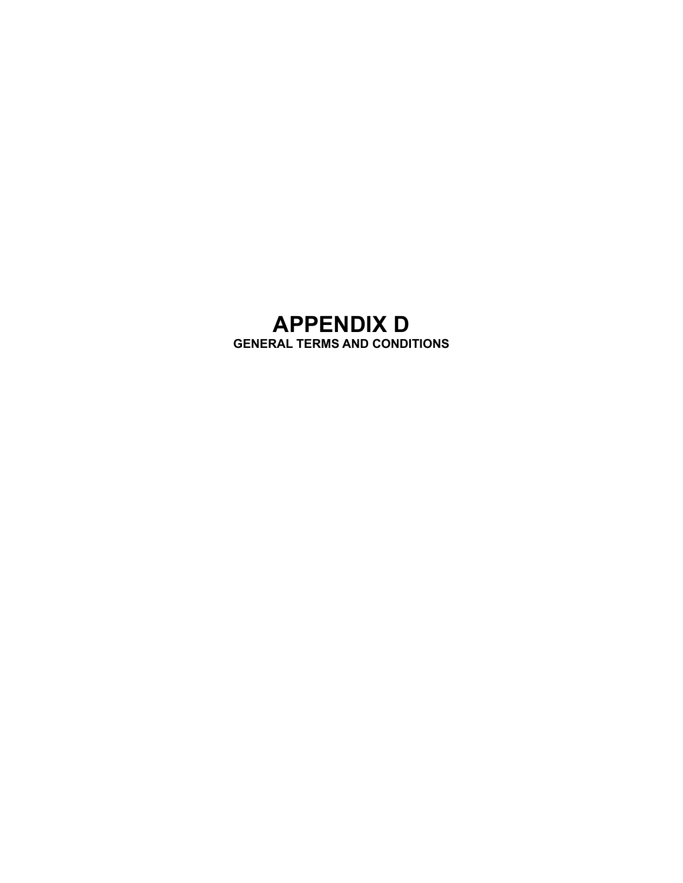# APPENDIX D

## GENERAL TERMS AND CONDITIONS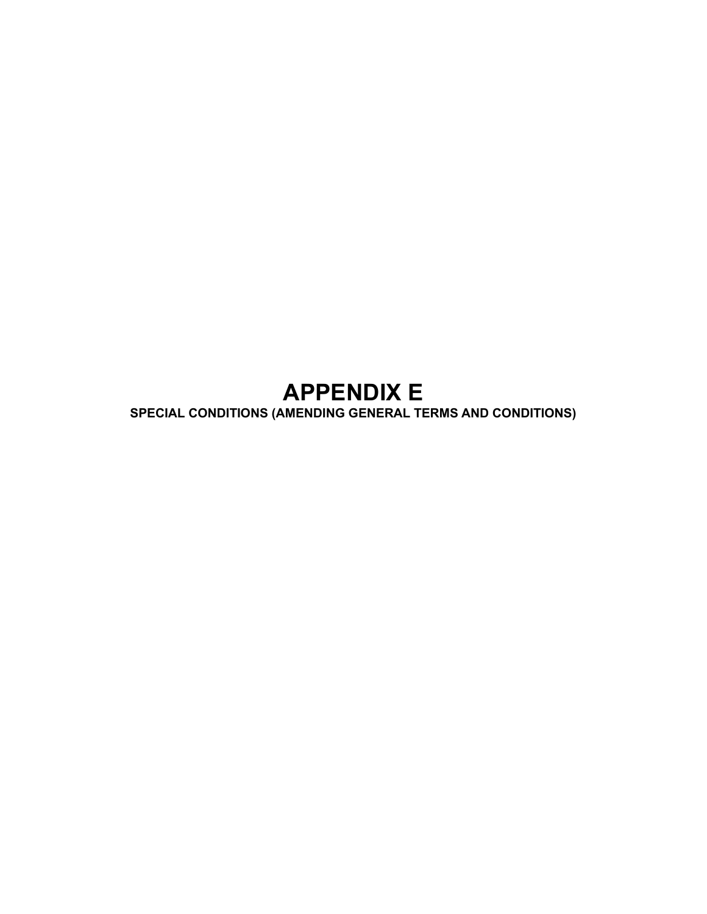# APPENDIX E

**SPECIAL CONDITIONS (AMENDING GENERAL TERMS AND CONDITIONS)**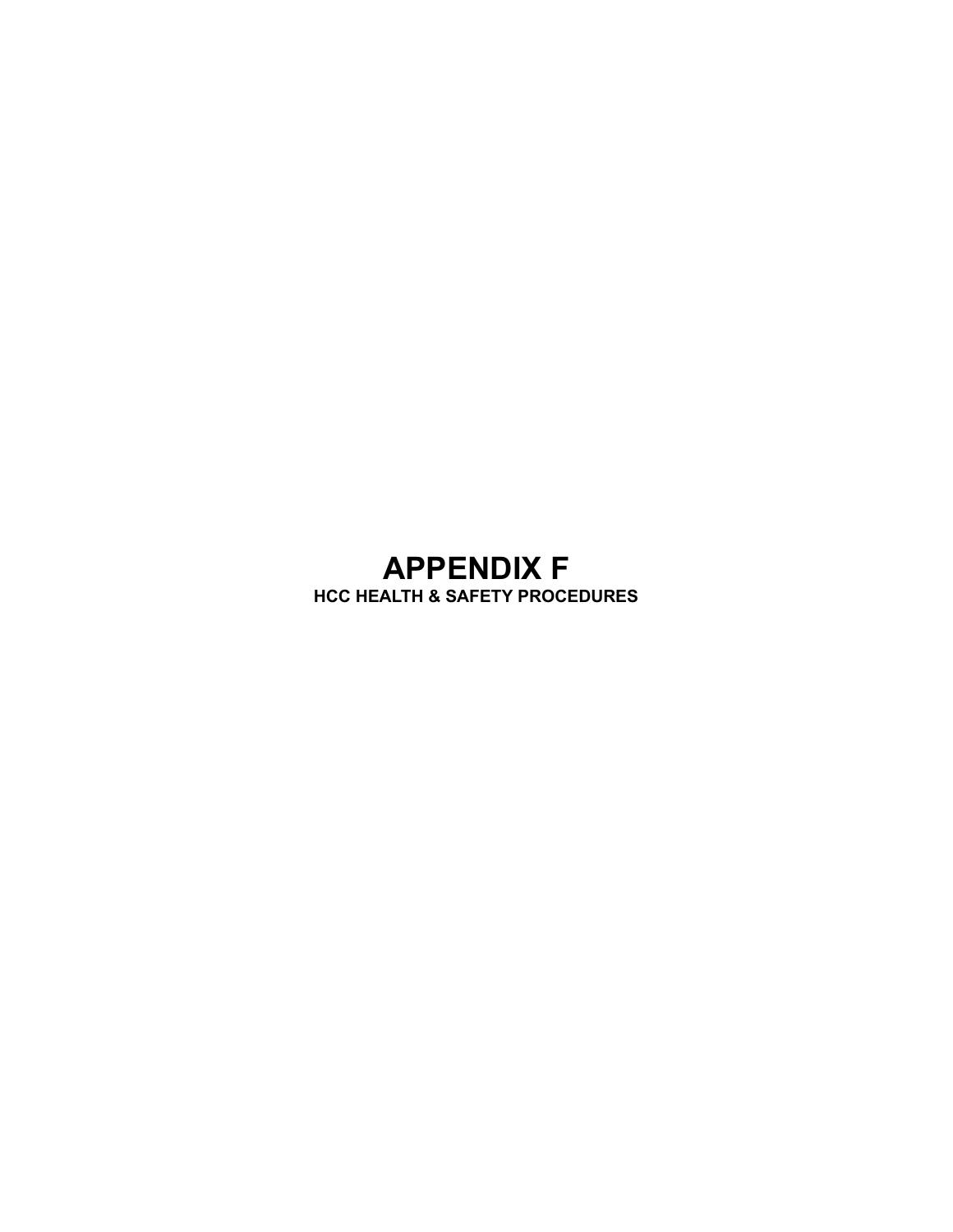# APPENDIX F

## HCC HEALTH & SAFETY PROCEDURES